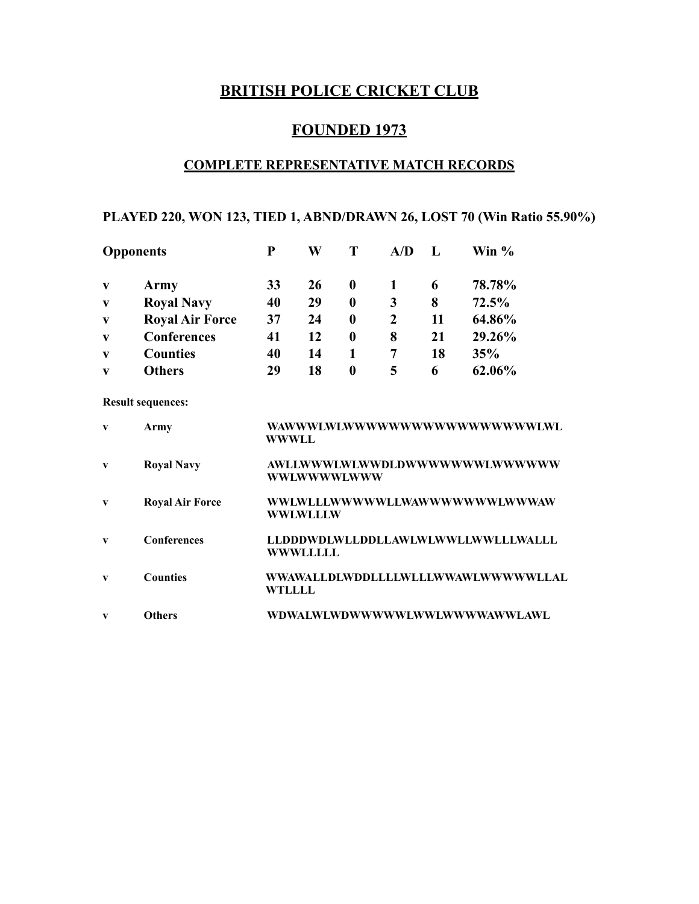# BRITISH POLICE CRICKET CLUB

## FOUNDED 1973

### COMPLETE REPRESENTATIVE MATCH RECORDS

**PLAYED 220, WON 123, TIED 1, ABND/DRAWN 26, LOST 70 (Win Ratio 55.90%)**

| Opponents | | P | W | T | A/D | L | Win % |
|---|---|---|---|---|---|---|---|
| v | Army | 33 | 26 | 0 | 1 | 6 | 78.78% |
| v | Royal Navy | 40 | 29 | 0 | 3 | 8 | 72.5% |
| v | Royal Air Force | 37 | 24 | 0 | 2 | 11 | 64.86% |
| v | Conferences | 41 | 12 | 0 | 8 | 21 | 29.26% |
| v | Counties | 40 | 14 | 1 | 7 | 18 | 35% |
| v | Others | 29 | 18 | 0 | 5 | 6 | 62.06% |

**Result sequences:**

| | | |
|---|---|---|
| v | Army | WAWWWLWLWWWWWWWWWWWWWWWWLWL WWWLL |
| v | Royal Navy | AWLLWWWLWLWWDLDWWWWWWWLWWWWWW WWLWWWWLWWW |
| v | Royal Air Force | WWLWLLLWWWWWLLWAWWWWWWWLWWWAW WWLWLLLW |
| v | Conferences | LLDDDWDLWLLDDLLAWLWLWWLLWWLLLWALLL WWWLLLLL |
| v | Counties | WWAWALLDLWDDLLLLWLLLWWAWLWWWWWLLAL WTLLLL |
| v | Others | WDWALWLWDWWWWWLWWLWWWWAWWLAWL |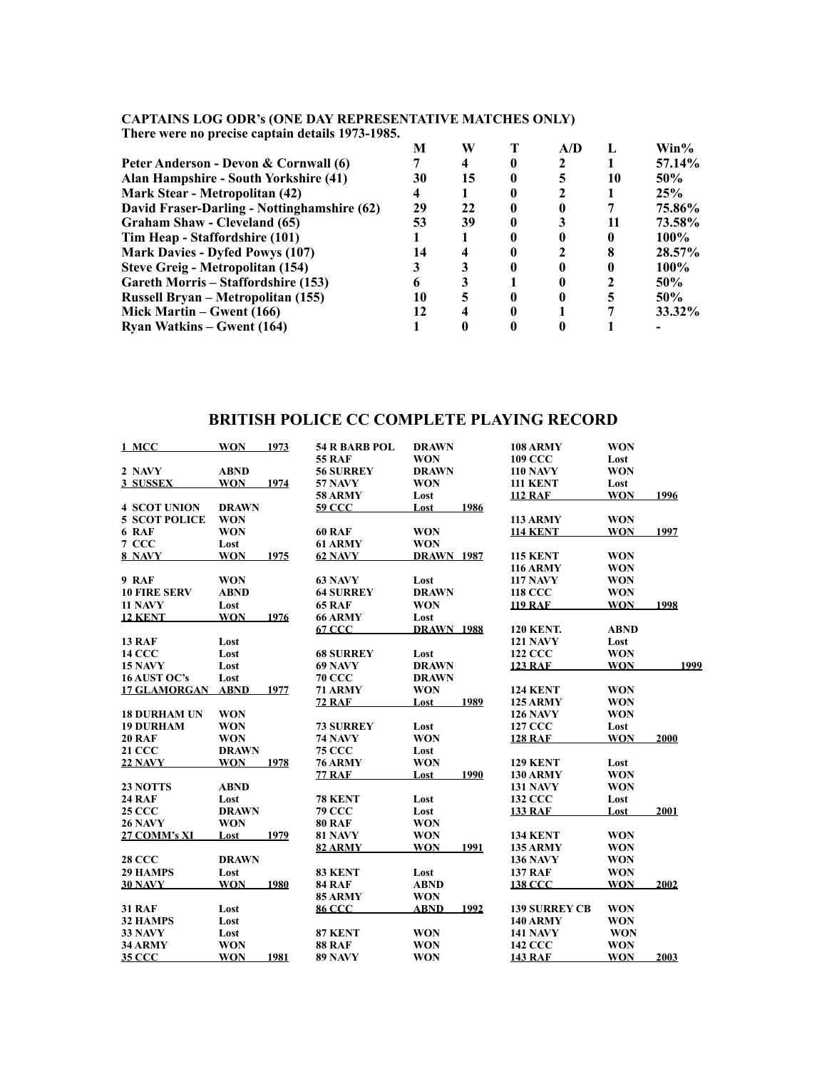**CAPTAINS LOG ODR's (ONE DAY REPRESENTATIVE MATCHES ONLY)**
**There were no precise captain details 1973-1985.**

| | M | W | T | A/D | L | Win% |
|---|---|---|---|---|---|---|
| **Peter Anderson - Devon & Cornwall (6)** | 7 | 4 | 0 | 2 | 1 | 57.14% |
| **Alan Hampshire - South Yorkshire (41)** | 30 | 15 | 0 | 5 | 10 | 50% |
| **Mark Stear - Metropolitan (42)** | 4 | 1 | 0 | 2 | 1 | 25% |
| **David Fraser-Darling - Nottinghamshire (62)** | 29 | 22 | 0 | 0 | 7 | 75.86% |
| **Graham Shaw - Cleveland (65)** | 53 | 39 | 0 | 3 | 11 | 73.58% |
| **Tim Heap - Staffordshire (101)** | 1 | 1 | 0 | 0 | 0 | 100% |
| **Mark Davies - Dyfed Powys (107)** | 14 | 4 | 0 | 2 | 8 | 28.57% |
| **Steve Greig - Metropolitan (154)** | 3 | 3 | 0 | 0 | 0 | 100% |
| **Gareth Morris – Staffordshire (153)** | 6 | 3 | 1 | 0 | 2 | 50% |
| **Russell Bryan – Metropolitan (155)** | 10 | 5 | 0 | 0 | 5 | 50% |
| **Mick Martin – Gwent (166)** | 12 | 4 | 0 | 1 | 7 | 33.32% |
| **Ryan Watkins – Gwent (164)** | 1 | 0 | 0 | 0 | 1 | - |

# BRITISH POLICE CC COMPLETE PLAYING RECORD

| Match | Result | Year |
|---|---|---|
| 1 MCC | WON | 1973 |
| 2 NAVY | ABND | |
| 3 SUSSEX | WON | 1974 |
| 4 SCOT UNION | DRAWN | |
| 5 SCOT POLICE | WON | |
| 6 RAF | WON | |
| 7 CCC | Lost | |
| 8 NAVY | WON | 1975 |
| 9 RAF | WON | |
| 10 FIRE SERV | ABND | |
| 11 NAVY | Lost | |
| 12 KENT | WON | 1976 |
| 13 RAF | Lost | |
| 14 CCC | Lost | |
| 15 NAVY | Lost | |
| 16 AUST OC's | Lost | |
| 17 GLAMORGAN | ABND | 1977 |
| 18 DURHAM UN | WON | |
| 19 DURHAM | WON | |
| 20 RAF | WON | |
| 21 CCC | DRAWN | |
| 22 NAVY | WON | 1978 |
| 23 NOTTS | ABND | |
| 24 RAF | Lost | |
| 25 CCC | DRAWN | |
| 26 NAVY | WON | |
| 27 COMM's XI | Lost | 1979 |
| 28 CCC | DRAWN | |
| 29 HAMPS | Lost | |
| 30 NAVY | WON | 1980 |
| 31 RAF | Lost | |
| 32 HAMPS | Lost | |
| 33 NAVY | Lost | |
| 34 ARMY | WON | |
| 35 CCC | WON | 1981 |
| 54 R BARB POL | DRAWN | |
| 55 RAF | WON | |
| 56 SURREY | DRAWN | |
| 57 NAVY | WON | |
| 58 ARMY | Lost | |
| 59 CCC | Lost | 1986 |
| 60 RAF | WON | |
| 61 ARMY | WON | |
| 62 NAVY | DRAWN | 1987 |
| 63 NAVY | Lost | |
| 64 SURREY | DRAWN | |
| 65 RAF | WON | |
| 66 ARMY | Lost | |
| 67 CCC | DRAWN | 1988 |
| 68 SURREY | Lost | |
| 69 NAVY | DRAWN | |
| 70 CCC | DRAWN | |
| 71 ARMY | WON | |
| 72 RAF | Lost | 1989 |
| 73 SURREY | Lost | |
| 74 NAVY | WON | |
| 75 CCC | Lost | |
| 76 ARMY | WON | |
| 77 RAF | Lost | 1990 |
| 78 KENT | Lost | |
| 79 CCC | Lost | |
| 80 RAF | WON | |
| 81 NAVY | WON | |
| 82 ARMY | WON | 1991 |
| 83 KENT | Lost | |
| 84 RAF | ABND | |
| 85 ARMY | WON | |
| 86 CCC | ABND | 1992 |
| 87 KENT | WON | |
| 88 RAF | WON | |
| 89 NAVY | WON | |
| 108 ARMY | WON | |
| 109 CCC | Lost | |
| 110 NAVY | WON | |
| 111 KENT | Lost | |
| 112 RAF | WON | 1996 |
| 113 ARMY | WON | |
| 114 KENT | WON | 1997 |
| 115 KENT | WON | |
| 116 ARMY | WON | |
| 117 NAVY | WON | |
| 118 CCC | WON | |
| 119 RAF | WON | 1998 |
| 120 KENT. | ABND | |
| 121 NAVY | Lost | |
| 122 CCC | WON | |
| 123 RAF | WON | 1999 |
| 124 KENT | WON | |
| 125 ARMY | WON | |
| 126 NAVY | WON | |
| 127 CCC | Lost | |
| 128 RAF | WON | 2000 |
| 129 KENT | Lost | |
| 130 ARMY | WON | |
| 131 NAVY | WON | |
| 132 CCC | Lost | |
| 133 RAF | Lost | 2001 |
| 134 KENT | WON | |
| 135 ARMY | WON | |
| 136 NAVY | WON | |
| 137 RAF | WON | |
| 138 CCC | WON | 2002 |
| 139 SURREY CB | WON | |
| 140 ARMY | WON | |
| 141 NAVY | WON | |
| 142 CCC | WON | |
| 143 RAF | WON | 2003 |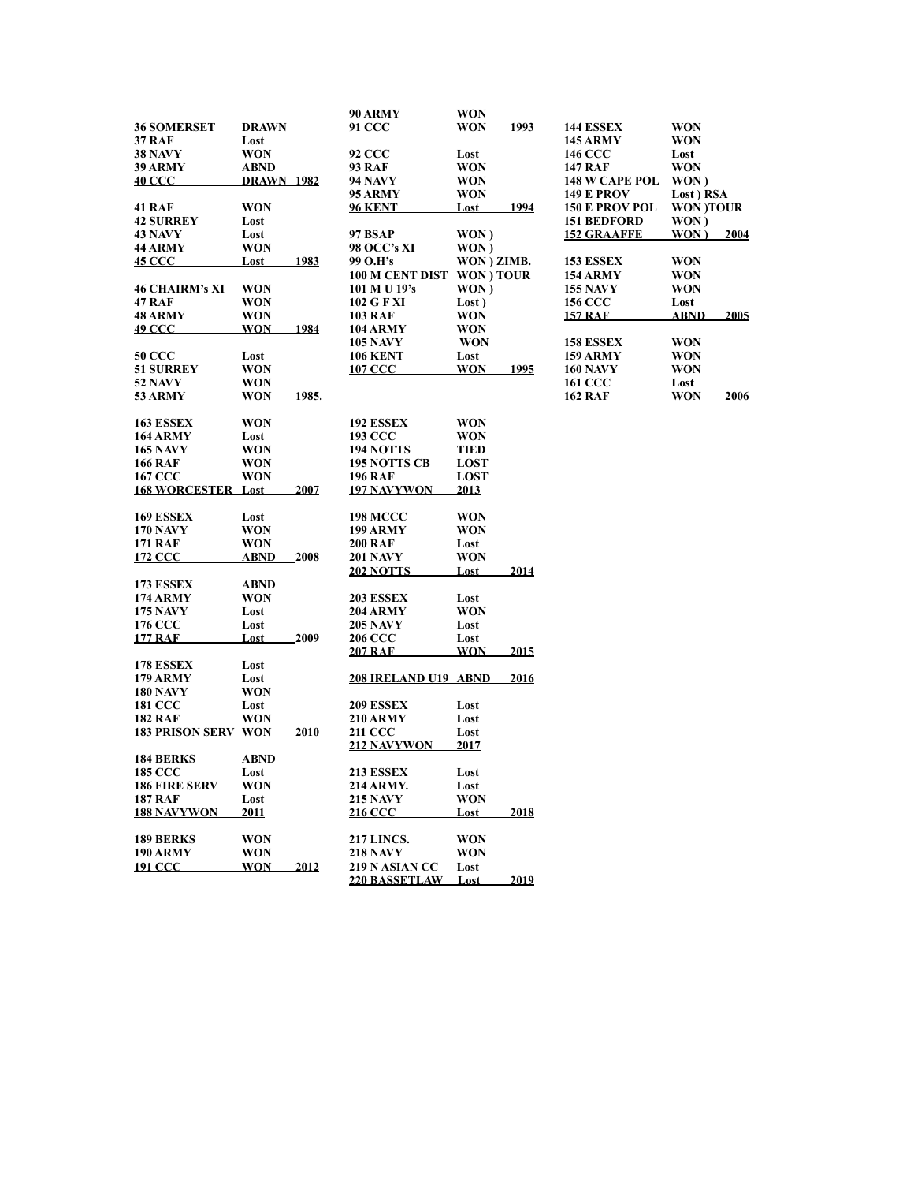| | | |
|---|---|---|
| **36 SOMERSET** | **DRAWN** | |
| **37 RAF** | **Lost** | |
| **38 NAVY** | **WON** | |
| **39 ARMY** | **ABND** | |
| **40 CCC** | **DRAWN** | **1982** |
| | | |
| **41 RAF** | **WON** | |
| **42 SURREY** | **Lost** | |
| **43 NAVY** | **Lost** | |
| **44 ARMY** | **WON** | |
| **45 CCC** | **Lost** | **1983** |
| | | |
| **46 CHAIRM's XI** | **WON** | |
| **47 RAF** | **WON** | |
| **48 ARMY** | **WON** | |
| **49 CCC** | **WON** | **1984** |
| | | |
| **50 CCC** | **Lost** | |
| **51 SURREY** | **WON** | |
| **52 NAVY** | **WON** | |
| **53 ARMY** | **WON** | **1985.** |

| | | |
|---|---|---|
| **90 ARMY** | **WON** | |
| **91 CCC** | **WON** | **1993** |
| | | |
| **92 CCC** | **Lost** | |
| **93 RAF** | **WON** | |
| **94 NAVY** | **WON** | |
| **95 ARMY** | **WON** | |
| **96 KENT** | **Lost** | **1994** |
| | | |
| **97 BSAP** | **WON )** | |
| **98 OCC's XI** | **WON )** | |
| **99 O.H's** | **WON ) ZIMB.** | |
| **100 M CENT DIST** | **WON ) TOUR** | |
| **101 M U 19's** | **WON )** | |
| **102 G F XI** | **Lost )** | |
| **103 RAF** | **WON** | |
| **104 ARMY** | **WON** | |
| **105 NAVY** | **WON** | |
| **106 KENT** | **Lost** | |
| **107 CCC** | **WON** | **1995** |

| | | |
|---|---|---|
| **144 ESSEX** | **WON** | |
| **145 ARMY** | **WON** | |
| **146 CCC** | **Lost** | |
| **147 RAF** | **WON** | |
| **148 W CAPE POL** | **WON )** | |
| **149 E PROV** | **Lost ) RSA** | |
| **150 E PROV POL** | **WON )TOUR** | |
| **151 BEDFORD** | **WON )** | |
| **152 GRAAFFE** | **WON )** | **2004** |
| | | |
| **153 ESSEX** | **WON** | |
| **154 ARMY** | **WON** | |
| **155 NAVY** | **WON** | |
| **156 CCC** | **Lost** | |
| **157 RAF** | **ABND** | **2005** |
| | | |
| **158 ESSEX** | **WON** | |
| **159 ARMY** | **WON** | |
| **160 NAVY** | **WON** | |
| **161 CCC** | **Lost** | |
| **162 RAF** | **WON** | **2006** |

| | | |
|---|---|---|
| **163 ESSEX** | **WON** | |
| **164 ARMY** | **Lost** | |
| **165 NAVY** | **WON** | |
| **166 RAF** | **WON** | |
| **167 CCC** | **WON** | |
| **168 WORCESTER** | **Lost** | **2007** |
| | | |
| **169 ESSEX** | **Lost** | |
| **170 NAVY** | **WON** | |
| **171 RAF** | **WON** | |
| **172 CCC** | **ABND** | **2008** |
| | | |
| **173 ESSEX** | **ABND** | |
| **174 ARMY** | **WON** | |
| **175 NAVY** | **Lost** | |
| **176 CCC** | **Lost** | |
| **177 RAF** | **Lost** | **2009** |
| | | |
| **178 ESSEX** | **Lost** | |
| **179 ARMY** | **Lost** | |
| **180 NAVY** | **WON** | |
| **181 CCC** | **Lost** | |
| **182 RAF** | **WON** | |
| **183 PRISON SERV** | **WON** | **2010** |
| | | |
| **184 BERKS** | **ABND** | |
| **185 CCC** | **Lost** | |
| **186 FIRE SERV** | **WON** | |
| **187 RAF** | **Lost** | |
| **188 NAVYWON** | **2011** | |
| | | |
| **189 BERKS** | **WON** | |
| **190 ARMY** | **WON** | |
| **191 CCC** | **WON** | **2012** |

| | | |
|---|---|---|
| **192 ESSEX** | **WON** | |
| **193 CCC** | **WON** | |
| **194 NOTTS** | **TIED** | |
| **195 NOTTS CB** | **LOST** | |
| **196 RAF** | **LOST** | |
| **197 NAVYWON** | **2013** | |
| | | |
| **198 MCCC** | **WON** | |
| **199 ARMY** | **WON** | |
| **200 RAF** | **Lost** | |
| **201 NAVY** | **WON** | |
| **202 NOTTS** | **Lost** | **2014** |
| | | |
| **203 ESSEX** | **Lost** | |
| **204 ARMY** | **WON** | |
| **205 NAVY** | **Lost** | |
| **206 CCC** | **Lost** | |
| **207 RAF** | **WON** | **2015** |
| | | |
| **208 IRELAND U19** | **ABND** | **2016** |
| | | |
| **209 ESSEX** | **Lost** | |
| **210 ARMY** | **Lost** | |
| **211 CCC** | **Lost** | |
| **212 NAVYWON** | **2017** | |
| | | |
| **213 ESSEX** | **Lost** | |
| **214 ARMY.** | **Lost** | |
| **215 NAVY** | **WON** | |
| **216 CCC** | **Lost** | **2018** |
| | | |
| **217 LINCS.** | **WON** | |
| **218 NAVY** | **WON** | |
| **219 N ASIAN CC** | **Lost** | |
| **220 BASSETLAW** | **Lost** | **2019** |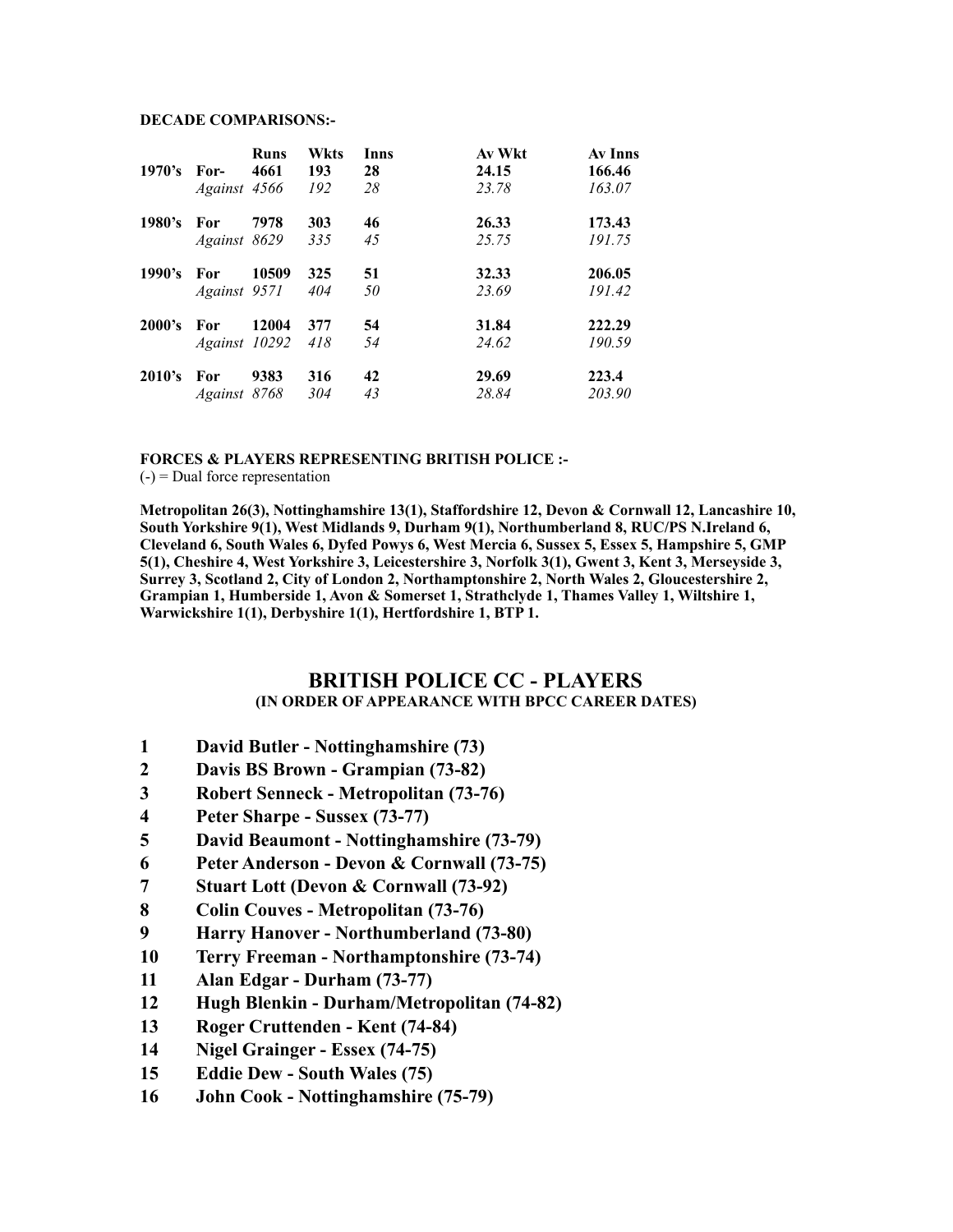**DECADE COMPARISONS:-**

| | | Runs | Wkts | Inns | Av Wkt | Av Inns |
|---|---|---|---|---|---|---|
| **1970's** | **For-** | **4661** | **193** | **28** | **24.15** | **166.46** |
| | *Against* | *4566* | *192* | *28* | *23.78* | *163.07* |
| **1980's** | **For** | **7978** | **303** | **46** | **26.33** | **173.43** |
| | *Against* | *8629* | *335* | *45* | *25.75* | *191.75* |
| **1990's** | **For** | **10509** | **325** | **51** | **32.33** | **206.05** |
| | *Against* | *9571* | *404* | *50* | *23.69* | *191.42* |
| **2000's** | **For** | **12004** | **377** | **54** | **31.84** | **222.29** |
| | *Against* | *10292* | *418* | *54* | *24.62* | *190.59* |
| **2010's** | **For** | **9383** | **316** | **42** | **29.69** | **223.4** |
| | *Against* | *8768* | *304* | *43* | *28.84* | *203.90* |

**FORCES & PLAYERS REPRESENTING BRITISH POLICE :-**
(-) = Dual force representation

**Metropolitan 26(3), Nottinghamshire 13(1), Staffordshire 12, Devon & Cornwall 12, Lancashire 10, South Yorkshire 9(1), West Midlands 9, Durham 9(1), Northumberland 8, RUC/PS N.Ireland 6, Cleveland 6, South Wales 6, Dyfed Powys 6, West Mercia 6, Sussex 5, Essex 5, Hampshire 5, GMP 5(1), Cheshire 4, West Yorkshire 3, Leicestershire 3, Norfolk 3(1), Gwent 3, Kent 3, Merseyside 3, Surrey 3, Scotland 2, City of London 2, Northamptonshire 2, North Wales 2, Gloucestershire 2, Grampian 1, Humberside 1, Avon & Somerset 1, Strathclyde 1, Thames Valley 1, Wiltshire 1, Warwickshire 1(1), Derbyshire 1(1), Hertfordshire 1, BTP 1.**

## BRITISH POLICE CC - PLAYERS
### (IN ORDER OF APPEARANCE WITH BPCC CAREER DATES)

1. **David Butler - Nottinghamshire (73)**
2. **Davis BS Brown - Grampian (73-82)**
3. **Robert Senneck - Metropolitan (73-76)**
4. **Peter Sharpe - Sussex (73-77)**
5. **David Beaumont - Nottinghamshire (73-79)**
6. **Peter Anderson - Devon & Cornwall (73-75)**
7. **Stuart Lott (Devon & Cornwall (73-92)**
8. **Colin Couves - Metropolitan (73-76)**
9. **Harry Hanover - Northumberland (73-80)**
10. **Terry Freeman - Northamptonshire (73-74)**
11. **Alan Edgar - Durham (73-77)**
12. **Hugh Blenkin - Durham/Metropolitan (74-82)**
13. **Roger Cruttenden - Kent (74-84)**
14. **Nigel Grainger - Essex (74-75)**
15. **Eddie Dew - South Wales (75)**
16. **John Cook - Nottinghamshire (75-79)**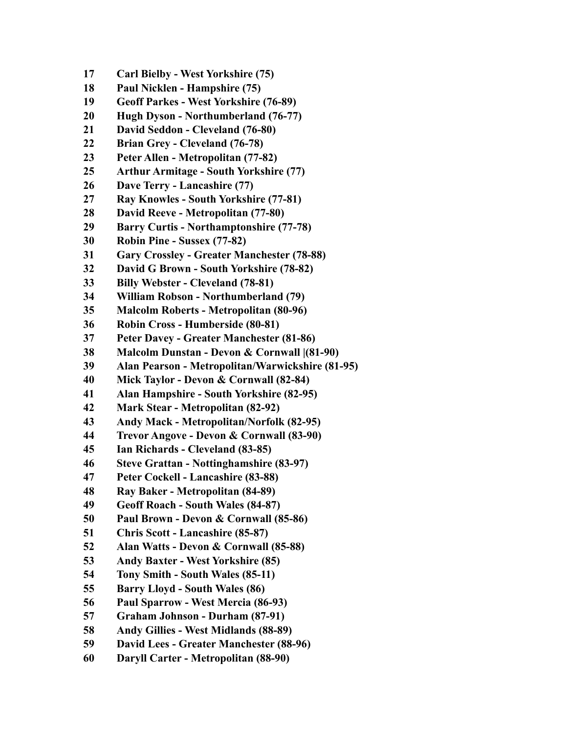17 **Carl Bielby - West Yorkshire (75)**
18 **Paul Nicklen - Hampshire (75)**
19 **Geoff Parkes - West Yorkshire (76-89)**
20 **Hugh Dyson - Northumberland (76-77)**
21 **David Seddon - Cleveland (76-80)**
22 **Brian Grey - Cleveland (76-78)**
23 **Peter Allen - Metropolitan (77-82)**
25 **Arthur Armitage - South Yorkshire (77)**
26 **Dave Terry - Lancashire (77)**
27 **Ray Knowles - South Yorkshire (77-81)**
28 **David Reeve - Metropolitan (77-80)**
29 **Barry Curtis - Northamptonshire (77-78)**
30 **Robin Pine - Sussex (77-82)**
31 **Gary Crossley - Greater Manchester (78-88)**
32 **David G Brown - South Yorkshire (78-82)**
33 **Billy Webster - Cleveland (78-81)**
34 **William Robson - Northumberland (79)**
35 **Malcolm Roberts - Metropolitan (80-96)**
36 **Robin Cross - Humberside (80-81)**
37 **Peter Davey - Greater Manchester (81-86)**
38 **Malcolm Dunstan - Devon & Cornwall |(81-90)**
39 **Alan Pearson - Metropolitan/Warwickshire (81-95)**
40 **Mick Taylor - Devon & Cornwall (82-84)**
41 **Alan Hampshire - South Yorkshire (82-95)**
42 **Mark Stear - Metropolitan (82-92)**
43 **Andy Mack - Metropolitan/Norfolk (82-95)**
44 **Trevor Angove - Devon & Cornwall (83-90)**
45 **Ian Richards - Cleveland (83-85)**
46 **Steve Grattan - Nottinghamshire (83-97)**
47 **Peter Cockell - Lancashire (83-88)**
48 **Ray Baker - Metropolitan (84-89)**
49 **Geoff Roach - South Wales (84-87)**
50 **Paul Brown - Devon & Cornwall (85-86)**
51 **Chris Scott - Lancashire (85-87)**
52 **Alan Watts - Devon & Cornwall (85-88)**
53 **Andy Baxter - West Yorkshire (85)**
54 **Tony Smith - South Wales (85-11)**
55 **Barry Lloyd - South Wales (86)**
56 **Paul Sparrow - West Mercia (86-93)**
57 **Graham Johnson - Durham (87-91)**
58 **Andy Gillies - West Midlands (88-89)**
59 **David Lees - Greater Manchester (88-96)**
60 **Daryll Carter - Metropolitan (88-90)**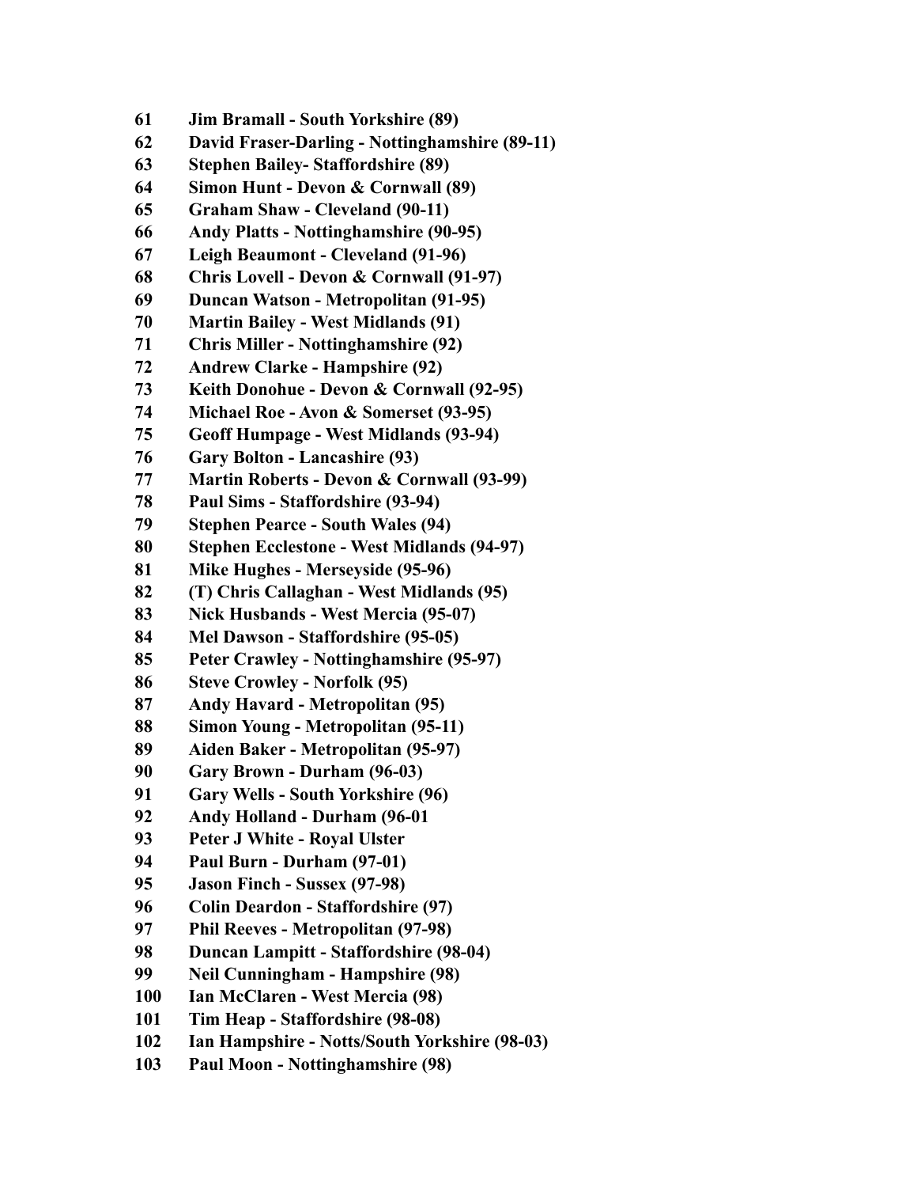61 **Jim Bramall - South Yorkshire (89)**
62 **David Fraser-Darling - Nottinghamshire (89-11)**
63 **Stephen Bailey- Staffordshire (89)**
64 **Simon Hunt - Devon & Cornwall (89)**
65 **Graham Shaw - Cleveland (90-11)**
66 **Andy Platts - Nottinghamshire (90-95)**
67 **Leigh Beaumont - Cleveland (91-96)**
68 **Chris Lovell - Devon & Cornwall (91-97)**
69 **Duncan Watson - Metropolitan (91-95)**
70 **Martin Bailey - West Midlands (91)**
71 **Chris Miller - Nottinghamshire (92)**
72 **Andrew Clarke - Hampshire (92)**
73 **Keith Donohue - Devon & Cornwall (92-95)**
74 **Michael Roe - Avon & Somerset (93-95)**
75 **Geoff Humpage - West Midlands (93-94)**
76 **Gary Bolton - Lancashire (93)**
77 **Martin Roberts - Devon & Cornwall (93-99)**
78 **Paul Sims - Staffordshire (93-94)**
79 **Stephen Pearce - South Wales (94)**
80 **Stephen Ecclestone - West Midlands (94-97)**
81 **Mike Hughes - Merseyside (95-96)**
82 **(T) Chris Callaghan - West Midlands (95)**
83 **Nick Husbands - West Mercia (95-07)**
84 **Mel Dawson - Staffordshire (95-05)**
85 **Peter Crawley - Nottinghamshire (95-97)**
86 **Steve Crowley - Norfolk (95)**
87 **Andy Havard - Metropolitan (95)**
88 **Simon Young - Metropolitan (95-11)**
89 **Aiden Baker - Metropolitan (95-97)**
90 **Gary Brown - Durham (96-03)**
91 **Gary Wells - South Yorkshire (96)**
92 **Andy Holland - Durham (96-01**
93 **Peter J White - Royal Ulster**
94 **Paul Burn - Durham (97-01)**
95 **Jason Finch - Sussex (97-98)**
96 **Colin Deardon - Staffordshire (97)**
97 **Phil Reeves - Metropolitan (97-98)**
98 **Duncan Lampitt - Staffordshire (98-04)**
99 **Neil Cunningham - Hampshire (98)**
100 **Ian McClaren - West Mercia (98)**
101 **Tim Heap - Staffordshire (98-08)**
102 **Ian Hampshire - Notts/South Yorkshire (98-03)**
103 **Paul Moon - Nottinghamshire (98)**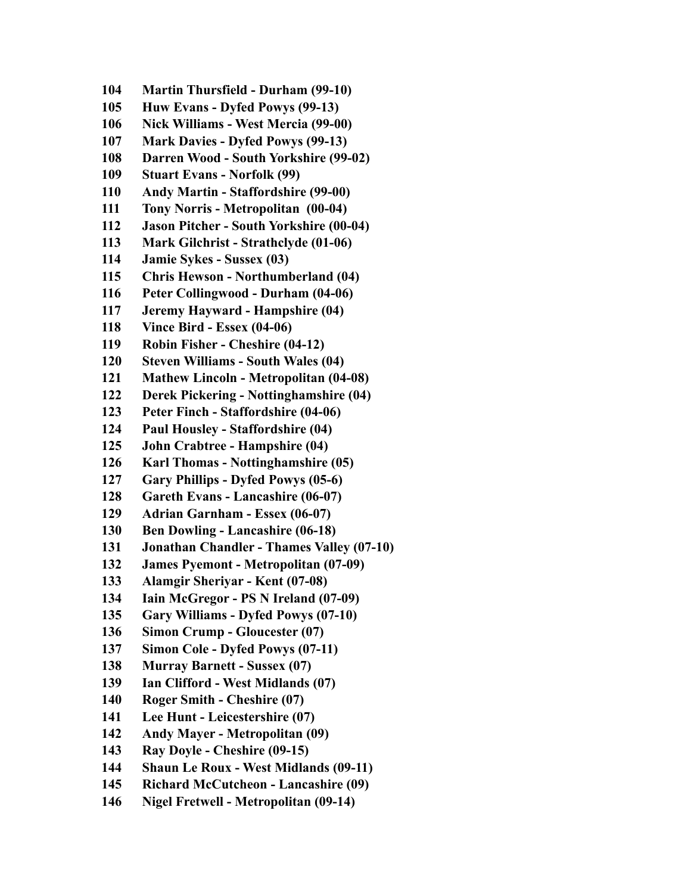**104 Martin Thursfield - Durham (99-10)**
**105 Huw Evans - Dyfed Powys (99-13)**
**106 Nick Williams - West Mercia (99-00)**
**107 Mark Davies - Dyfed Powys (99-13)**
**108 Darren Wood - South Yorkshire (99-02)**
**109 Stuart Evans - Norfolk (99)**
**110 Andy Martin - Staffordshire (99-00)**
**111 Tony Norris - Metropolitan (00-04)**
**112 Jason Pitcher - South Yorkshire (00-04)**
**113 Mark Gilchrist - Strathclyde (01-06)**
**114 Jamie Sykes - Sussex (03)**
**115 Chris Hewson - Northumberland (04)**
**116 Peter Collingwood - Durham (04-06)**
**117 Jeremy Hayward - Hampshire (04)**
**118 Vince Bird - Essex (04-06)**
**119 Robin Fisher - Cheshire (04-12)**
**120 Steven Williams - South Wales (04)**
**121 Mathew Lincoln - Metropolitan (04-08)**
**122 Derek Pickering - Nottinghamshire (04)**
**123 Peter Finch - Staffordshire (04-06)**
**124 Paul Housley - Staffordshire (04)**
**125 John Crabtree - Hampshire (04)**
**126 Karl Thomas - Nottinghamshire (05)**
**127 Gary Phillips - Dyfed Powys (05-6)**
**128 Gareth Evans - Lancashire (06-07)**
**129 Adrian Garnham - Essex (06-07)**
**130 Ben Dowling - Lancashire (06-18)**
**131 Jonathan Chandler - Thames Valley (07-10)**
**132 James Pyemont - Metropolitan (07-09)**
**133 Alamgir Sheriyar - Kent (07-08)**
**134 Iain McGregor - PS N Ireland (07-09)**
**135 Gary Williams - Dyfed Powys (07-10)**
**136 Simon Crump - Gloucester (07)**
**137 Simon Cole - Dyfed Powys (07-11)**
**138 Murray Barnett - Sussex (07)**
**139 Ian Clifford - West Midlands (07)**
**140 Roger Smith - Cheshire (07)**
**141 Lee Hunt - Leicestershire (07)**
**142 Andy Mayer - Metropolitan (09)**
**143 Ray Doyle - Cheshire (09-15)**
**144 Shaun Le Roux - West Midlands (09-11)**
**145 Richard McCutcheon - Lancashire (09)**
**146 Nigel Fretwell - Metropolitan (09-14)**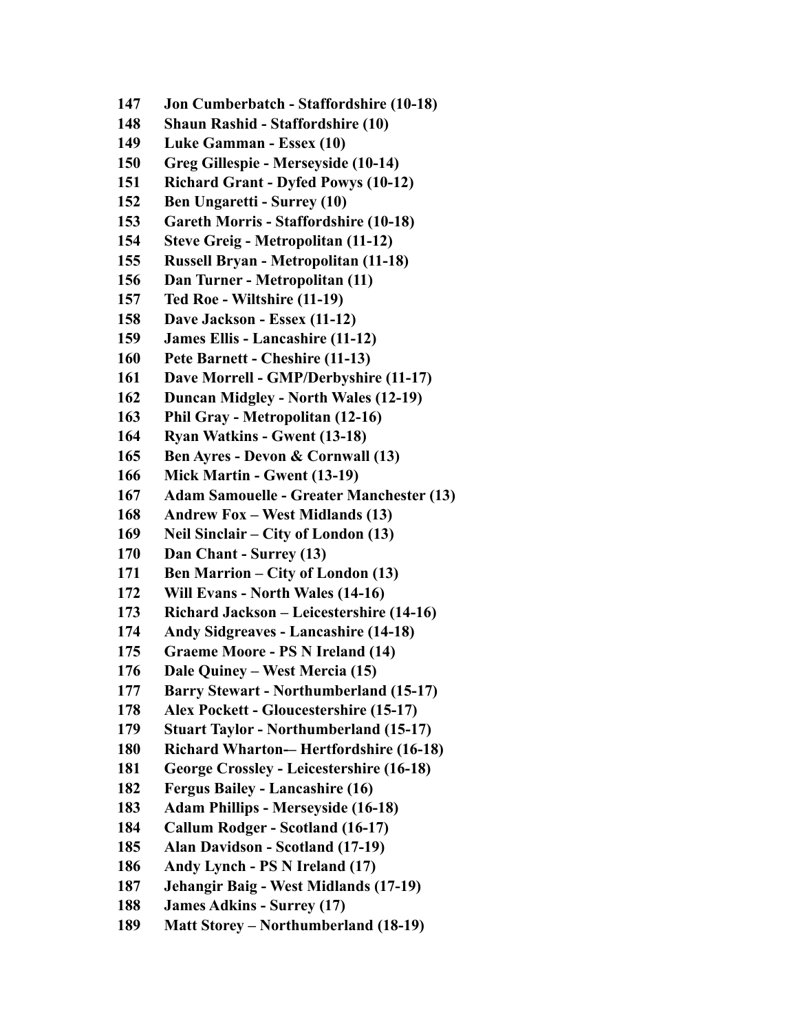**147 Jon Cumberbatch - Staffordshire (10-18)**
**148 Shaun Rashid - Staffordshire (10)**
**149 Luke Gamman - Essex (10)**
**150 Greg Gillespie - Merseyside (10-14)**
**151 Richard Grant - Dyfed Powys (10-12)**
**152 Ben Ungaretti - Surrey (10)**
**153 Gareth Morris - Staffordshire (10-18)**
**154 Steve Greig - Metropolitan (11-12)**
**155 Russell Bryan - Metropolitan (11-18)**
**156 Dan Turner - Metropolitan (11)**
**157 Ted Roe - Wiltshire (11-19)**
**158 Dave Jackson - Essex (11-12)**
**159 James Ellis - Lancashire (11-12)**
**160 Pete Barnett - Cheshire (11-13)**
**161 Dave Morrell - GMP/Derbyshire (11-17)**
**162 Duncan Midgley - North Wales (12-19)**
**163 Phil Gray - Metropolitan (12-16)**
**164 Ryan Watkins - Gwent (13-18)**
**165 Ben Ayres - Devon & Cornwall (13)**
**166 Mick Martin - Gwent (13-19)**
**167 Adam Samouelle - Greater Manchester (13)**
**168 Andrew Fox – West Midlands (13)**
**169 Neil Sinclair – City of London (13)**
**170 Dan Chant - Surrey (13)**
**171 Ben Marrion – City of London (13)**
**172 Will Evans - North Wales (14-16)**
**173 Richard Jackson – Leicestershire (14-16)**
**174 Andy Sidgreaves - Lancashire (14-18)**
**175 Graeme Moore - PS N Ireland (14)**
**176 Dale Quiney – West Mercia (15)**
**177 Barry Stewart - Northumberland (15-17)**
**178 Alex Pockett - Gloucestershire (15-17)**
**179 Stuart Taylor - Northumberland (15-17)**
**180 Richard Wharton-– Hertfordshire (16-18)**
**181 George Crossley - Leicestershire (16-18)**
**182 Fergus Bailey - Lancashire (16)**
**183 Adam Phillips - Merseyside (16-18)**
**184 Callum Rodger - Scotland (16-17)**
**185 Alan Davidson - Scotland (17-19)**
**186 Andy Lynch - PS N Ireland (17)**
**187 Jehangir Baig - West Midlands (17-19)**
**188 James Adkins - Surrey (17)**
**189 Matt Storey – Northumberland (18-19)**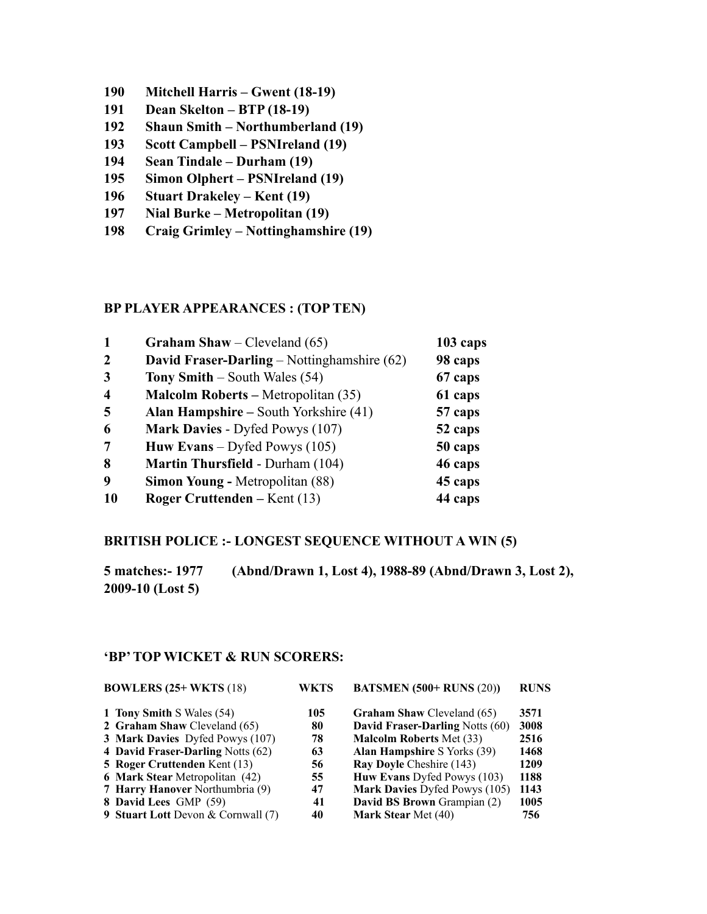190 **Mitchell Harris – Gwent (18-19)**
191 **Dean Skelton – BTP (18-19)**
192 **Shaun Smith – Northumberland (19)**
193 **Scott Campbell – PSNIreland (19)**
194 **Sean Tindale – Durham (19)**
195 **Simon Olphert – PSNIreland (19)**
196 **Stuart Drakeley – Kent (19)**
197 **Nial Burke – Metropolitan (19)**
198 **Craig Grimley – Nottinghamshire (19)**

## BP PLAYER APPEARANCES : (TOP TEN)

| | | |
|---|---|---|
| **1** | **Graham Shaw** – Cleveland (65) | **103 caps** |
| **2** | **David Fraser-Darling** – Nottinghamshire (62) | **98 caps** |
| **3** | **Tony Smith** – South Wales (54) | **67 caps** |
| **4** | **Malcolm Roberts** – Metropolitan (35) | **61 caps** |
| **5** | **Alan Hampshire** – South Yorkshire (41) | **57 caps** |
| **6** | **Mark Davies** - Dyfed Powys (107) | **52 caps** |
| **7** | **Huw Evans** – Dyfed Powys (105) | **50 caps** |
| **8** | **Martin Thursfield** - Durham (104) | **46 caps** |
| **9** | **Simon Young** - Metropolitan (88) | **45 caps** |
| **10** | **Roger Cruttenden** – Kent (13) | **44 caps** |

## BRITISH POLICE :- LONGEST SEQUENCE WITHOUT A WIN (5)

**5 matches:- 1977 (Abnd/Drawn 1, Lost 4), 1988-89 (Abnd/Drawn 3, Lost 2), 2009-10 (Lost 5)**

## 'BP' TOP WICKET & RUN SCORERS:

| **BOWLERS (25+ WKTS** (18) | **WKTS** | **BATSMEN (500+ RUNS** (20)**)** | **RUNS** |
|---|---|---|---|
| 1 **Tony Smith** S Wales (54) | 105 | **Graham Shaw** Cleveland (65) | 3571 |
| 2 **Graham Shaw** Cleveland (65) | 80 | **David Fraser-Darling** Notts (60) | 3008 |
| 3 **Mark Davies** Dyfed Powys (107) | 78 | **Malcolm Roberts** Met (33) | 2516 |
| 4 **David Fraser-Darling** Notts (62) | 63 | **Alan Hampshire** S Yorks (39) | 1468 |
| 5 **Roger Cruttenden** Kent (13) | 56 | **Ray Doyle** Cheshire (143) | 1209 |
| 6 **Mark Stear** Metropolitan (42) | 55 | **Huw Evans** Dyfed Powys (103) | 1188 |
| 7 **Harry Hanover** Northumbria (9) | 47 | **Mark Davies** Dyfed Powys (105) | 1143 |
| 8 **David Lees** GMP (59) | 41 | **David BS Brown** Grampian (2) | 1005 |
| 9 **Stuart Lott** Devon & Cornwall (7) | 40 | **Mark Stear** Met (40) | 756 |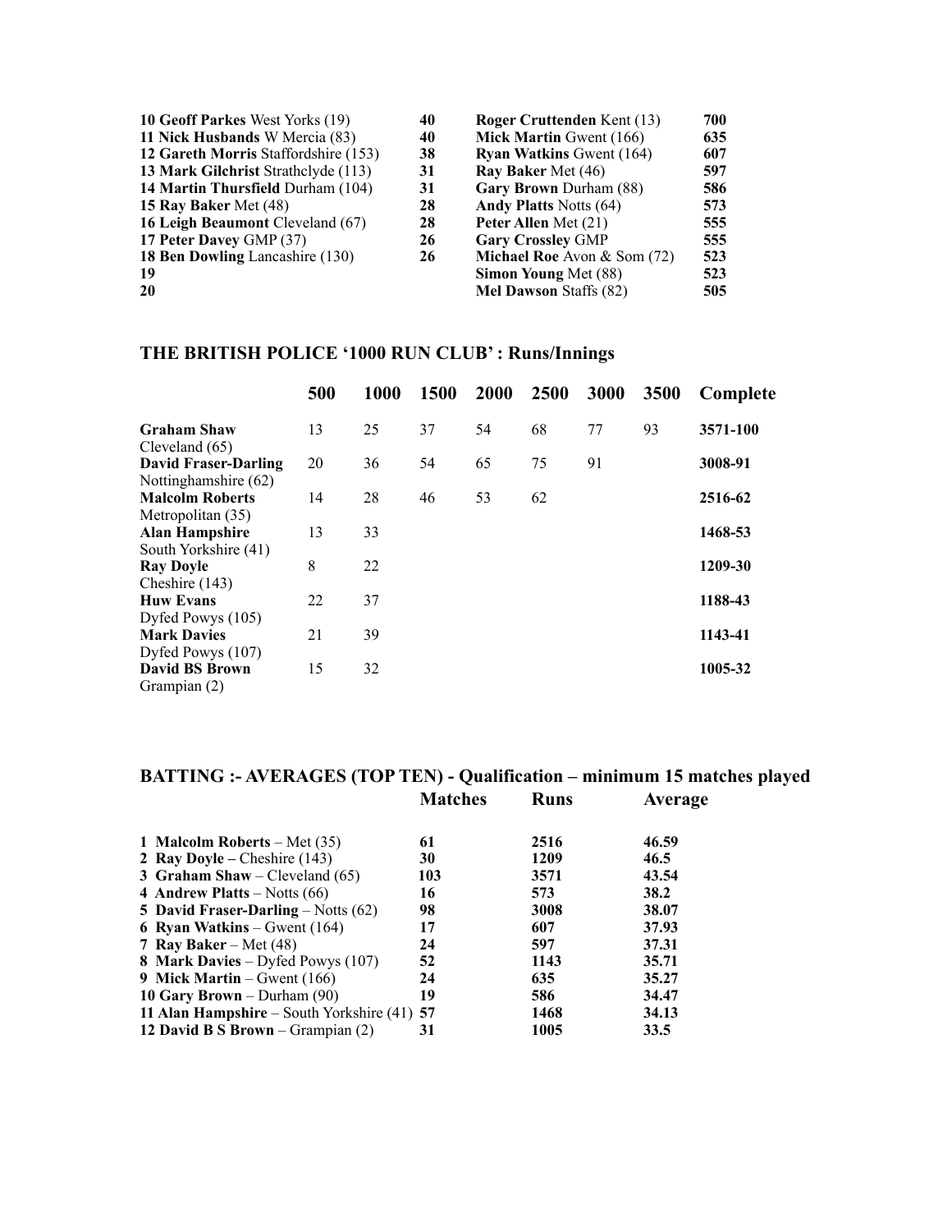| | | | |
|---|---|---|---|
| 10 **Geoff Parkes** West Yorks (19) | **40** | **Roger Cruttenden** Kent (13) | **700** |
| 11 **Nick Husbands** W Mercia (83) | **40** | **Mick Martin** Gwent (166) | **635** |
| 12 **Gareth Morris** Staffordshire (153) | **38** | **Ryan Watkins** Gwent (164) | **607** |
| 13 **Mark Gilchrist** Strathclyde (113) | **31** | **Ray Baker** Met (46) | **597** |
| 14 **Martin Thursfield** Durham (104) | **31** | **Gary Brown** Durham (88) | **586** |
| 15 **Ray Baker** Met (48) | **28** | **Andy Platts** Notts (64) | **573** |
| 16 **Leigh Beaumont** Cleveland (67) | **28** | **Peter Allen** Met (21) | **555** |
| 17 **Peter Davey** GMP (37) | **26** | **Gary Crossley** GMP | **555** |
| 18 **Ben Dowling** Lancashire (130) | **26** | **Michael Roe** Avon & Som (72) | **523** |
| 19 | | **Simon Young** Met (88) | **523** |
| 20 | | **Mel Dawson** Staffs (82) | **505** |

## THE BRITISH POLICE '1000 RUN CLUB' : Runs/Innings

| | 500 | 1000 | 1500 | 2000 | 2500 | 3000 | 3500 | Complete |
|---|---|---|---|---|---|---|---|---|
| **Graham Shaw** Cleveland (65) | 13 | 25 | 37 | 54 | 68 | 77 | 93 | **3571-100** |
| **David Fraser-Darling** Nottinghamshire (62) | 20 | 36 | 54 | 65 | 75 | 91 | | **3008-91** |
| **Malcolm Roberts** Metropolitan (35) | 14 | 28 | 46 | 53 | 62 | | | **2516-62** |
| **Alan Hampshire** South Yorkshire (41) | 13 | 33 | | | | | | **1468-53** |
| **Ray Doyle** Cheshire (143) | 8 | 22 | | | | | | **1209-30** |
| **Huw Evans** Dyfed Powys (105) | 22 | 37 | | | | | | **1188-43** |
| **Mark Davies** Dyfed Powys (107) | 21 | 39 | | | | | | **1143-41** |
| **David BS Brown** Grampian (2) | 15 | 32 | | | | | | **1005-32** |

## BATTING :- AVERAGES (TOP TEN) - Qualification – minimum 15 matches played

| | Matches | Runs | Average |
|---|---|---|---|
| 1 **Malcolm Roberts** – Met (35) | **61** | **2516** | **46.59** |
| 2 **Ray Doyle –** Cheshire (143) | **30** | **1209** | **46.5** |
| 3 **Graham Shaw** – Cleveland (65) | **103** | **3571** | **43.54** |
| 4 **Andrew Platts** – Notts (66) | **16** | **573** | **38.2** |
| 5 **David Fraser-Darling** – Notts (62) | **98** | **3008** | **38.07** |
| 6 **Ryan Watkins** – Gwent (164) | **17** | **607** | **37.93** |
| 7 **Ray Baker** – Met (48) | **24** | **597** | **37.31** |
| 8 **Mark Davies** – Dyfed Powys (107) | **52** | **1143** | **35.71** |
| 9 **Mick Martin** – Gwent (166) | **24** | **635** | **35.27** |
| 10 **Gary Brown** – Durham (90) | **19** | **586** | **34.47** |
| 11 **Alan Hampshire** – South Yorkshire (41) | **57** | **1468** | **34.13** |
| 12 **David B S Brown** – Grampian (2) | **31** | **1005** | **33.5** |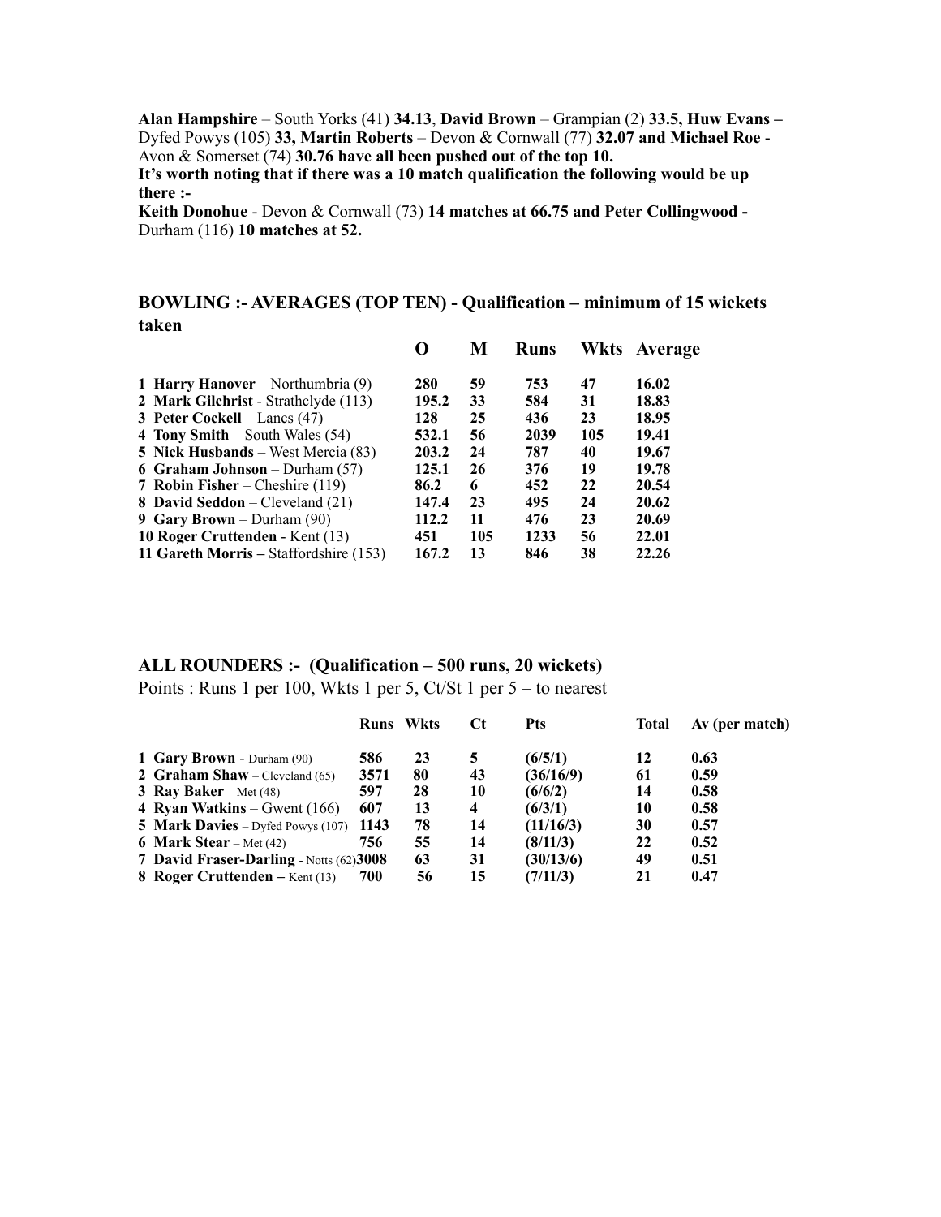**Alan Hampshire** – South Yorks (41) **34.13**, **David Brown** – Grampian (2) **33.5, Huw Evans –** Dyfed Powys (105) **33, Martin Roberts** – Devon & Cornwall (77) **32.07 and Michael Roe** - Avon & Somerset (74) **30.76 have all been pushed out of the top 10.**

**It's worth noting that if there was a 10 match qualification the following would be up there :-**

**Keith Donohue** - Devon & Cornwall (73) **14 matches at 66.75 and Peter Collingwood -** Durham (116) **10 matches at 52.**

## BOWLING :- AVERAGES (TOP TEN) - Qualification – minimum of 15 wickets taken

| | O | M | Runs | Wkts | Average |
|---|---|---|---|---|---|
| 1 **Harry Hanover** – Northumbria (9) | 280 | 59 | 753 | 47 | 16.02 |
| 2 **Mark Gilchrist** - Strathclyde (113) | 195.2 | 33 | 584 | 31 | 18.83 |
| 3 **Peter Cockell** – Lancs (47) | 128 | 25 | 436 | 23 | 18.95 |
| 4 **Tony Smith** – South Wales (54) | 532.1 | 56 | 2039 | 105 | 19.41 |
| 5 **Nick Husbands** – West Mercia (83) | 203.2 | 24 | 787 | 40 | 19.67 |
| 6 **Graham Johnson** – Durham (57) | 125.1 | 26 | 376 | 19 | 19.78 |
| 7 **Robin Fisher** – Cheshire (119) | 86.2 | 6 | 452 | 22 | 20.54 |
| 8 **David Seddon** – Cleveland (21) | 147.4 | 23 | 495 | 24 | 20.62 |
| 9 **Gary Brown** – Durham (90) | 112.2 | 11 | 476 | 23 | 20.69 |
| 10 **Roger Cruttenden** - Kent (13) | 451 | 105 | 1233 | 56 | 22.01 |
| 11 **Gareth Morris** – Staffordshire (153) | 167.2 | 13 | 846 | 38 | 22.26 |

## ALL ROUNDERS :- (Qualification – 500 runs, 20 wickets)

Points : Runs 1 per 100, Wkts 1 per 5, Ct/St 1 per 5 – to nearest

| | Runs | Wkts | Ct | Pts | Total | Av (per match) |
|---|---|---|---|---|---|---|
| 1 **Gary Brown** - Durham (90) | 586 | 23 | 5 | (6/5/1) | 12 | 0.63 |
| 2 **Graham Shaw** – Cleveland (65) | 3571 | 80 | 43 | (36/16/9) | 61 | 0.59 |
| 3 **Ray Baker** – Met (48) | 597 | 28 | 10 | (6/6/2) | 14 | 0.58 |
| 4 **Ryan Watkins** – Gwent (166) | 607 | 13 | 4 | (6/3/1) | 10 | 0.58 |
| 5 **Mark Davies** – Dyfed Powys (107) | 1143 | 78 | 14 | (11/16/3) | 30 | 0.57 |
| 6 **Mark Stear** – Met (42) | 756 | 55 | 14 | (8/11/3) | 22 | 0.52 |
| 7 **David Fraser-Darling** - Notts (62) | 3008 | 63 | 31 | (30/13/6) | 49 | 0.51 |
| 8 **Roger Cruttenden** – Kent (13) | 700 | 56 | 15 | (7/11/3) | 21 | 0.47 |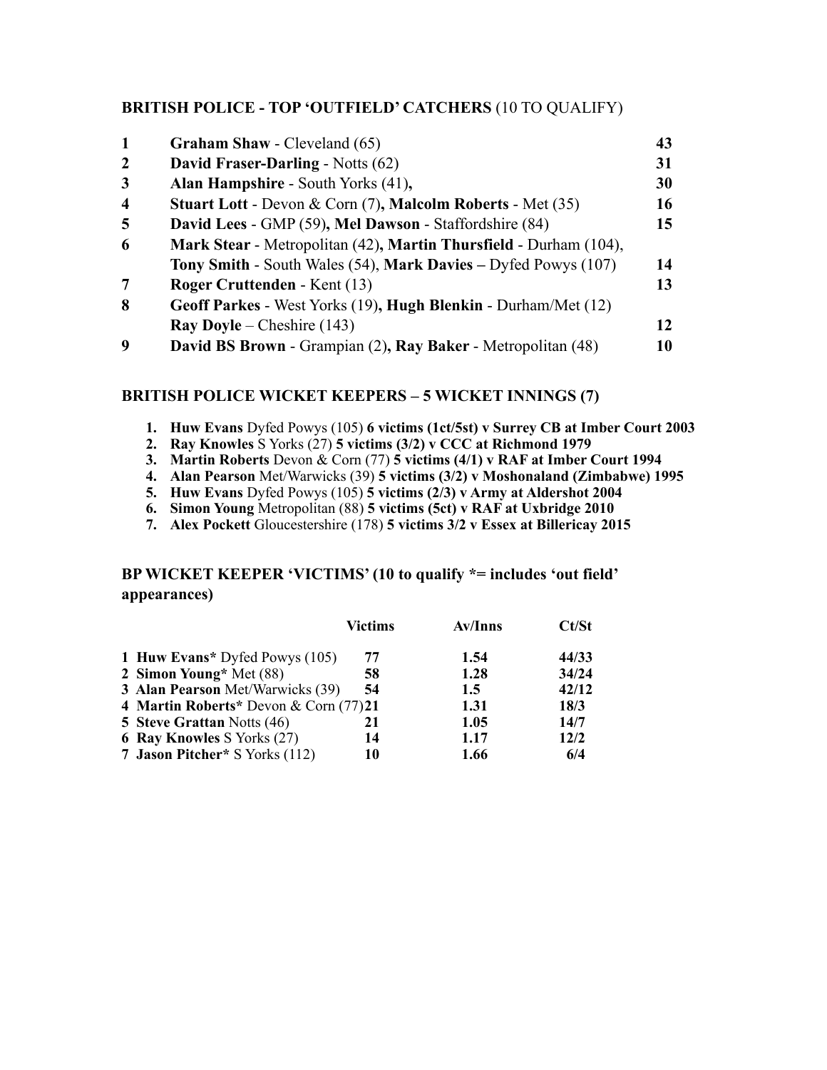**BRITISH POLICE - TOP 'OUTFIELD' CATCHERS** (10 TO QUALIFY)

| | | |
|---|---|---|
| **1** | **Graham Shaw** - Cleveland (65) | **43** |
| **2** | **David Fraser-Darling** - Notts (62) | **31** |
| **3** | **Alan Hampshire** - South Yorks (41)**,** | **30** |
| **4** | **Stuart Lott** - Devon & Corn (7)**, Malcolm Roberts** - Met (35) | **16** |
| **5** | **David Lees** - GMP (59)**, Mel Dawson** - Staffordshire (84) | **15** |
| **6** | **Mark Stear** - Metropolitan (42)**, Martin Thursfield** - Durham (104), **Tony Smith** - South Wales (54), **Mark Davies** – Dyfed Powys (107) | **14** |
| **7** | **Roger Cruttenden** - Kent (13) | **13** |
| **8** | **Geoff Parkes** - West Yorks (19)**, Hugh Blenkin** - Durham/Met (12) **Ray Doyle** – Cheshire (143) | **12** |
| **9** | **David BS Brown** - Grampian (2)**, Ray Baker** - Metropolitan (48) | **10** |

**BRITISH POLICE WICKET KEEPERS – 5 WICKET INNINGS (7)**

1. **Huw Evans** Dyfed Powys (105) **6 victims (1ct/5st) v Surrey CB at Imber Court 2003**
2. **Ray Knowles** S Yorks (27) **5 victims (3/2) v CCC at Richmond 1979**
3. **Martin Roberts** Devon & Corn (77) **5 victims (4/1) v RAF at Imber Court 1994**
4. **Alan Pearson** Met/Warwicks (39) **5 victims (3/2) v Moshonaland (Zimbabwe) 1995**
5. **Huw Evans** Dyfed Powys (105) **5 victims (2/3) v Army at Aldershot 2004**
6. **Simon Young** Metropolitan (88) **5 victims (5ct) v RAF at Uxbridge 2010**
7. **Alex Pockett** Gloucestershire (178) **5 victims 3/2 v Essex at Billericay 2015**

**BP WICKET KEEPER 'VICTIMS' (10 to qualify *= includes 'out field' appearances)**

| | **Victims** | **Av/Inns** | **Ct/St** |
|---|---|---|---|
| **1 Huw Evans*** Dyfed Powys (105) | **77** | **1.54** | **44/33** |
| **2 Simon Young*** Met (88) | **58** | **1.28** | **34/24** |
| **3 Alan Pearson** Met/Warwicks (39) | **54** | **1.5** | **42/12** |
| **4 Martin Roberts*** Devon & Corn (77) | **21** | **1.31** | **18/3** |
| **5 Steve Grattan** Notts (46) | **21** | **1.05** | **14/7** |
| **6 Ray Knowles** S Yorks (27) | **14** | **1.17** | **12/2** |
| **7 Jason Pitcher*** S Yorks (112) | **10** | **1.66** | **6/4** |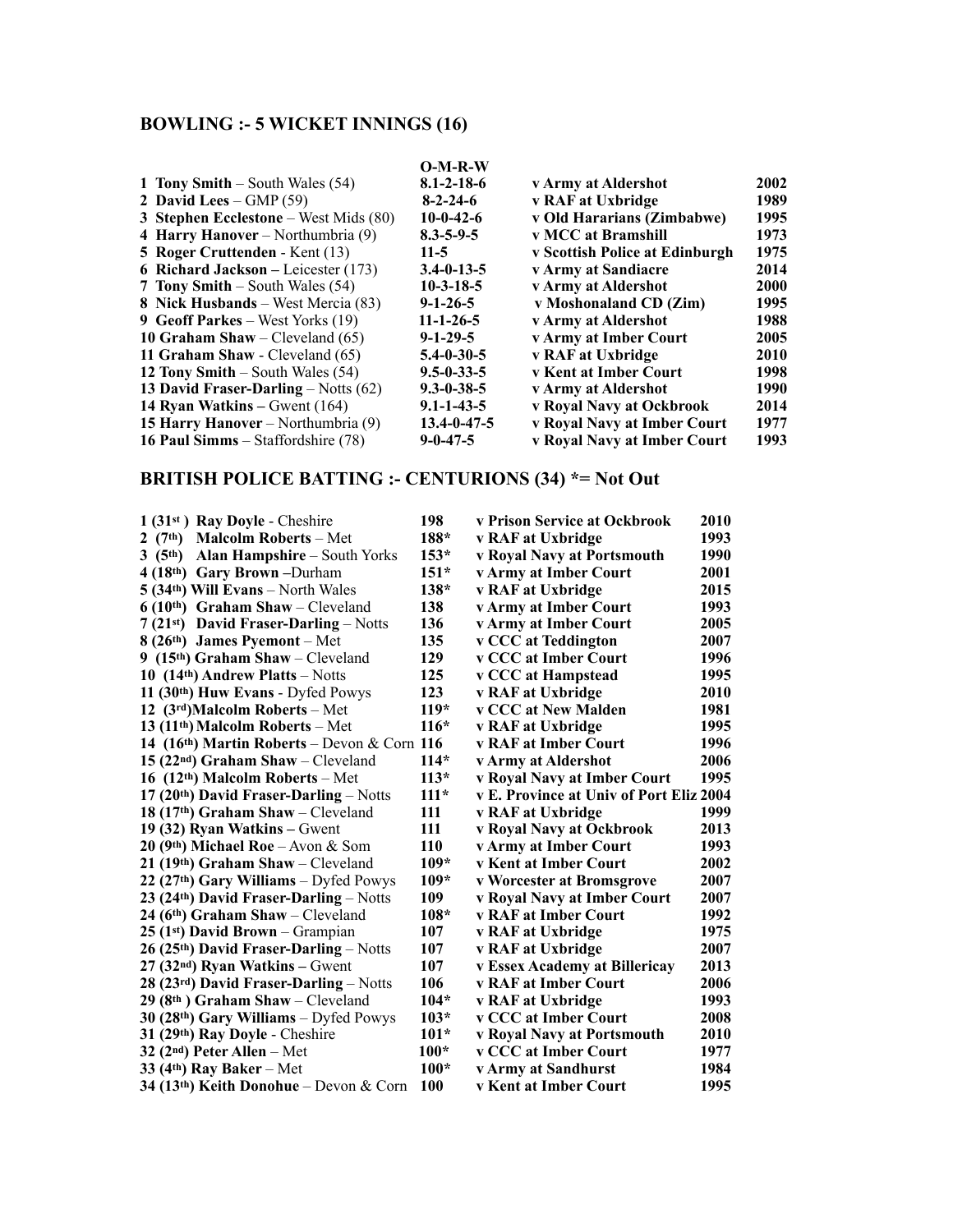## BOWLING :- 5 WICKET INNINGS (16)

| | O-M-R-W | | |
|---|---|---|---|
| 1 **Tony Smith** – South Wales (54) | 8.1-2-18-6 | v Army at Aldershot | 2002 |
| 2 **David Lees** – GMP (59) | 8-2-24-6 | v RAF at Uxbridge | 1989 |
| 3 **Stephen Ecclestone** – West Mids (80) | 10-0-42-6 | v Old Hararians (Zimbabwe) | 1995 |
| 4 **Harry Hanover** – Northumbria (9) | 8.3-5-9-5 | v MCC at Bramshill | 1973 |
| 5 **Roger Cruttenden** - Kent (13) | 11-5 | v Scottish Police at Edinburgh | 1975 |
| 6 **Richard Jackson** – Leicester (173) | 3.4-0-13-5 | v Army at Sandiacre | 2014 |
| 7 **Tony Smith** – South Wales (54) | 10-3-18-5 | v Army at Aldershot | 2000 |
| 8 **Nick Husbands** – West Mercia (83) | 9-1-26-5 | v Moshonaland CD (Zim) | 1995 |
| 9 **Geoff Parkes** – West Yorks (19) | 11-1-26-5 | v Army at Aldershot | 1988 |
| 10 **Graham Shaw** – Cleveland (65) | 9-1-29-5 | v Army at Imber Court | 2005 |
| 11 **Graham Shaw** - Cleveland (65) | 5.4-0-30-5 | v RAF at Uxbridge | 2010 |
| 12 **Tony Smith** – South Wales (54) | 9.5-0-33-5 | v Kent at Imber Court | 1998 |
| 13 **David Fraser-Darling** – Notts (62) | 9.3-0-38-5 | v Army at Aldershot | 1990 |
| 14 **Ryan Watkins** – Gwent (164) | 9.1-1-43-5 | v Royal Navy at Ockbrook | 2014 |
| 15 **Harry Hanover** – Northumbria (9) | 13.4-0-47-5 | v Royal Navy at Imber Court | 1977 |
| 16 **Paul Simms** – Staffordshire (78) | 9-0-47-5 | v Royal Navy at Imber Court | 1993 |

## BRITISH POLICE BATTING :- CENTURIONS (34) *= Not Out

| | | | |
|---|---|---|---|
| 1 (31st) **Ray Doyle** - Cheshire | 198 | v Prison Service at Ockbrook | 2010 |
| 2 (7th) **Malcolm Roberts** – Met | 188* | v RAF at Uxbridge | 1993 |
| 3 (5th) **Alan Hampshire** – South Yorks | 153* | v Royal Navy at Portsmouth | 1990 |
| 4 (18th) **Gary Brown** –Durham | 151* | v Army at Imber Court | 2001 |
| 5 (34th) **Will Evans** – North Wales | 138* | v RAF at Uxbridge | 2015 |
| 6 (10th) **Graham Shaw** – Cleveland | 138 | v Army at Imber Court | 1993 |
| 7 (21st) **David Fraser-Darling** – Notts | 136 | v Army at Imber Court | 2005 |
| 8 (26th) **James Pyemont** – Met | 135 | v CCC at Teddington | 2007 |
| 9 (15th) **Graham Shaw** – Cleveland | 129 | v CCC at Imber Court | 1996 |
| 10 (14th) **Andrew Platts** – Notts | 125 | v CCC at Hampstead | 1995 |
| 11 (30th) **Huw Evans** - Dyfed Powys | 123 | v RAF at Uxbridge | 2010 |
| 12 (3rd) **Malcolm Roberts** – Met | 119* | v CCC at New Malden | 1981 |
| 13 (11th) **Malcolm Roberts** – Met | 116* | v RAF at Uxbridge | 1995 |
| 14 (16th) **Martin Roberts** – Devon & Corn | 116 | v RAF at Imber Court | 1996 |
| 15 (22nd) **Graham Shaw** – Cleveland | 114* | v Army at Aldershot | 2006 |
| 16 (12th) **Malcolm Roberts** – Met | 113* | v Royal Navy at Imber Court | 1995 |
| 17 (20th) **David Fraser-Darling** – Notts | 111* | v E. Province at Univ of Port Eliz | 2004 |
| 18 (17th) **Graham Shaw** – Cleveland | 111 | v RAF at Uxbridge | 1999 |
| 19 (32) **Ryan Watkins** – Gwent | 111 | v Royal Navy at Ockbrook | 2013 |
| 20 (9th) **Michael Roe** – Avon & Som | 110 | v Army at Imber Court | 1993 |
| 21 (19th) **Graham Shaw** – Cleveland | 109* | v Kent at Imber Court | 2002 |
| 22 (27th) **Gary Williams** – Dyfed Powys | 109* | v Worcester at Bromsgrove | 2007 |
| 23 (24th) **David Fraser-Darling** – Notts | 109 | v Royal Navy at Imber Court | 2007 |
| 24 (6th) **Graham Shaw** – Cleveland | 108* | v RAF at Imber Court | 1992 |
| 25 (1st) **David Brown** – Grampian | 107 | v RAF at Uxbridge | 1975 |
| 26 (25th) **David Fraser-Darling** – Notts | 107 | v RAF at Uxbridge | 2007 |
| 27 (32nd) **Ryan Watkins** – Gwent | 107 | v Essex Academy at Billericay | 2013 |
| 28 (23rd) **David Fraser-Darling** – Notts | 106 | v RAF at Imber Court | 2006 |
| 29 (8th) **Graham Shaw** – Cleveland | 104* | v RAF at Uxbridge | 1993 |
| 30 (28th) **Gary Williams** – Dyfed Powys | 103* | v CCC at Imber Court | 2008 |
| 31 (29th) **Ray Doyle** - Cheshire | 101* | v Royal Navy at Portsmouth | 2010 |
| 32 (2nd) **Peter Allen** – Met | 100* | v CCC at Imber Court | 1977 |
| 33 (4th) **Ray Baker** – Met | 100* | v Army at Sandhurst | 1984 |
| 34 (13th) **Keith Donohue** – Devon & Corn | 100 | v Kent at Imber Court | 1995 |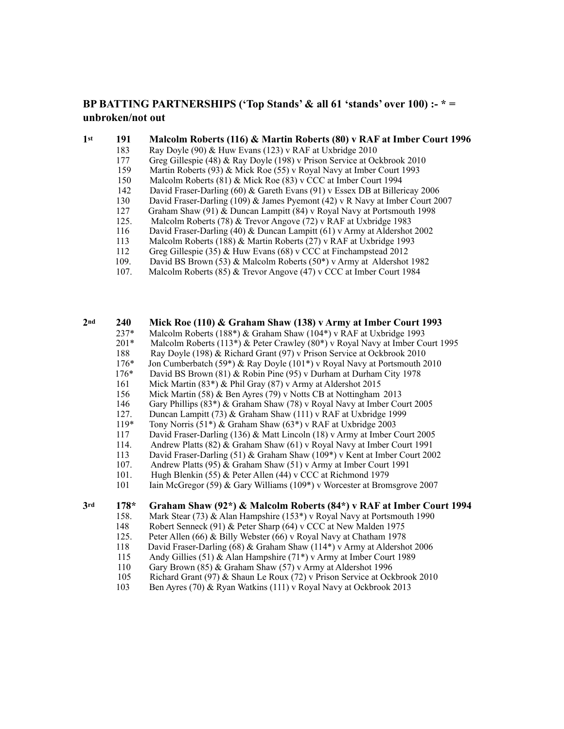**BP BATTING PARTNERSHIPS ('Top Stands' & all 61 'stands' over 100) :- * = unbroken/not out**

| Wkt | Runs | Partnership |
|---|---|---|
| **1st** | **191** | **Malcolm Roberts (116) & Martin Roberts (80) v RAF at Imber Court 1996** |
| | 183 | Ray Doyle (90) & Huw Evans (123) v RAF at Uxbridge 2010 |
| | 177 | Greg Gillespie (48) & Ray Doyle (198) v Prison Service at Ockbrook 2010 |
| | 159 | Martin Roberts (93) & Mick Roe (55) v Royal Navy at Imber Court 1993 |
| | 150 | Malcolm Roberts (81) & Mick Roe (83) v CCC at Imber Court 1994 |
| | 142 | David Fraser-Darling (60) & Gareth Evans (91) v Essex DB at Billericay 2006 |
| | 130 | David Fraser-Darling (109) & James Pyemont (42) v R Navy at Imber Court 2007 |
| | 127 | Graham Shaw (91) & Duncan Lampitt (84) v Royal Navy at Portsmouth 1998 |
| | 125. | Malcolm Roberts (78) & Trevor Angove (72) v RAF at Uxbridge 1983 |
| | 116 | David Fraser-Darling (40) & Duncan Lampitt (61) v Army at Aldershot 2002 |
| | 113 | Malcolm Roberts (188) & Martin Roberts (27) v RAF at Uxbridge 1993 |
| | 112 | Greg Gillespie (35) & Huw Evans (68) v CCC at Finchampstead 2012 |
| | 109. | David BS Brown (53) & Malcolm Roberts (50*) v Army at Aldershot 1982 |
| | 107. | Malcolm Roberts (85) & Trevor Angove (47) v CCC at Imber Court 1984 |
| **2nd** | **240** | **Mick Roe (110) & Graham Shaw (138) v Army at Imber Court 1993** |
| | 237* | Malcolm Roberts (188*) & Graham Shaw (104*) v RAF at Uxbridge 1993 |
| | 201* | Malcolm Roberts (113*) & Peter Crawley (80*) v Royal Navy at Imber Court 1995 |
| | 188 | Ray Doyle (198) & Richard Grant (97) v Prison Service at Ockbrook 2010 |
| | 176* | Jon Cumberbatch (59*) & Ray Doyle (101*) v Royal Navy at Portsmouth 2010 |
| | 176* | David BS Brown (81) & Robin Pine (95) v Durham at Durham City 1978 |
| | 161 | Mick Martin (83*) & Phil Gray (87) v Army at Aldershot 2015 |
| | 156 | Mick Martin (58) & Ben Ayres (79) v Notts CB at Nottingham 2013 |
| | 146 | Gary Phillips (83*) & Graham Shaw (78) v Royal Navy at Imber Court 2005 |
| | 127. | Duncan Lampitt (73) & Graham Shaw (111) v RAF at Uxbridge 1999 |
| | 119* | Tony Norris (51*) & Graham Shaw (63*) v RAF at Uxbridge 2003 |
| | 117 | David Fraser-Darling (136) & Matt Lincoln (18) v Army at Imber Court 2005 |
| | 114. | Andrew Platts (82) & Graham Shaw (61) v Royal Navy at Imber Court 1991 |
| | 113 | David Fraser-Darling (51) & Graham Shaw (109*) v Kent at Imber Court 2002 |
| | 107. | Andrew Platts (95) & Graham Shaw (51) v Army at Imber Court 1991 |
| | 101. | Hugh Blenkin (55) & Peter Allen (44) v CCC at Richmond 1979 |
| | 101 | Iain McGregor (59) & Gary Williams (109*) v Worcester at Bromsgrove 2007 |
| **3rd** | **178*** | **Graham Shaw (92*) & Malcolm Roberts (84*) v RAF at Imber Court 1994** |
| | 158. | Mark Stear (73) & Alan Hampshire (153*) v Royal Navy at Portsmouth 1990 |
| | 148 | Robert Senneck (91) & Peter Sharp (64) v CCC at New Malden 1975 |
| | 125. | Peter Allen (66) & Billy Webster (66) v Royal Navy at Chatham 1978 |
| | 118 | David Fraser-Darling (68) & Graham Shaw (114*) v Army at Aldershot 2006 |
| | 115 | Andy Gillies (51) & Alan Hampshire (71*) v Army at Imber Court 1989 |
| | 110 | Gary Brown (85) & Graham Shaw (57) v Army at Aldershot 1996 |
| | 105 | Richard Grant (97) & Shaun Le Roux (72) v Prison Service at Ockbrook 2010 |
| | 103 | Ben Ayres (70) & Ryan Watkins (111) v Royal Navy at Ockbrook 2013 |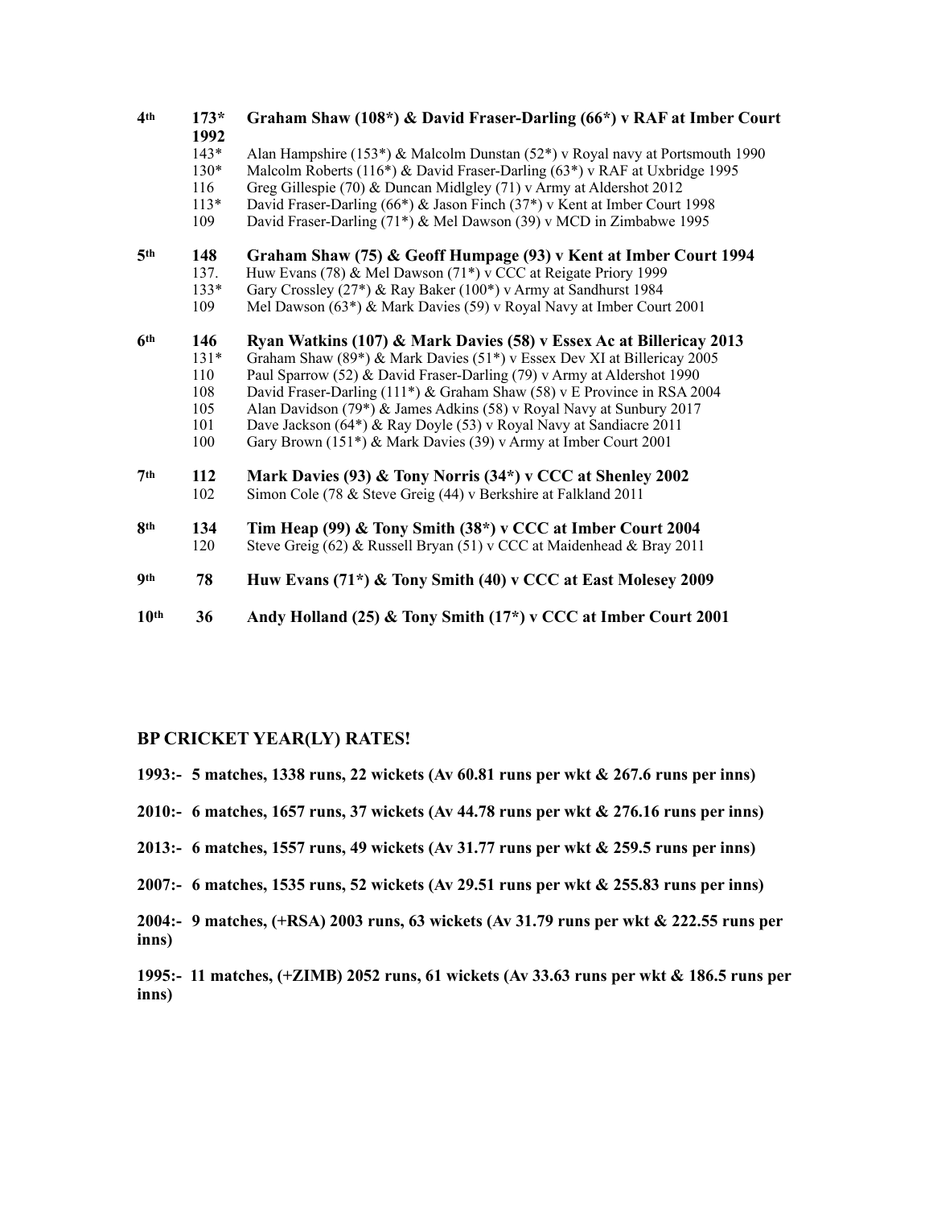| | | |
|---|---|---|
| **4th** | **173\* 1992** | **Graham Shaw (108\*) & David Fraser-Darling (66\*) v RAF at Imber Court** |
| | 143\* | Alan Hampshire (153\*) & Malcolm Dunstan (52\*) v Royal navy at Portsmouth 1990 |
| | 130\* | Malcolm Roberts (116\*) & David Fraser-Darling (63\*) v RAF at Uxbridge 1995 |
| | 116 | Greg Gillespie (70) & Duncan Midlgley (71) v Army at Aldershot 2012 |
| | 113\* | David Fraser-Darling (66\*) & Jason Finch (37\*) v Kent at Imber Court 1998 |
| | 109 | David Fraser-Darling (71\*) & Mel Dawson (39) v MCD in Zimbabwe 1995 |
| **5th** | **148** | **Graham Shaw (75) & Geoff Humpage (93) v Kent at Imber Court 1994** |
| | 137. | Huw Evans (78) & Mel Dawson (71\*) v CCC at Reigate Priory 1999 |
| | 133\* | Gary Crossley (27\*) & Ray Baker (100\*) v Army at Sandhurst 1984 |
| | 109 | Mel Dawson (63\*) & Mark Davies (59) v Royal Navy at Imber Court 2001 |
| **6th** | **146** | **Ryan Watkins (107) & Mark Davies (58) v Essex Ac at Billericay 2013** |
| | 131\* | Graham Shaw (89\*) & Mark Davies (51\*) v Essex Dev XI at Billericay 2005 |
| | 110 | Paul Sparrow (52) & David Fraser-Darling (79) v Army at Aldershot 1990 |
| | 108 | David Fraser-Darling (111\*) & Graham Shaw (58) v E Province in RSA 2004 |
| | 105 | Alan Davidson (79\*) & James Adkins (58) v Royal Navy at Sunbury 2017 |
| | 101 | Dave Jackson (64\*) & Ray Doyle (53) v Royal Navy at Sandiacre 2011 |
| | 100 | Gary Brown (151\*) & Mark Davies (39) v Army at Imber Court 2001 |
| **7th** | **112** | **Mark Davies (93) & Tony Norris (34\*) v CCC at Shenley 2002** |
| | 102 | Simon Cole (78 & Steve Greig (44) v Berkshire at Falkland 2011 |
| **8th** | **134** | **Tim Heap (99) & Tony Smith (38\*) v CCC at Imber Court 2004** |
| | 120 | Steve Greig (62) & Russell Bryan (51) v CCC at Maidenhead & Bray 2011 |
| **9th** | **78** | **Huw Evans (71\*) & Tony Smith (40) v CCC at East Molesey 2009** |
| **10th** | **36** | **Andy Holland (25) & Tony Smith (17\*) v CCC at Imber Court 2001** |

## BP CRICKET YEAR(LY) RATES!

**1993:- 5 matches, 1338 runs, 22 wickets (Av 60.81 runs per wkt & 267.6 runs per inns)**

**2010:- 6 matches, 1657 runs, 37 wickets (Av 44.78 runs per wkt & 276.16 runs per inns)**

**2013:- 6 matches, 1557 runs, 49 wickets (Av 31.77 runs per wkt & 259.5 runs per inns)**

**2007:- 6 matches, 1535 runs, 52 wickets (Av 29.51 runs per wkt & 255.83 runs per inns)**

**2004:- 9 matches, (+RSA) 2003 runs, 63 wickets (Av 31.79 runs per wkt & 222.55 runs per inns)**

**1995:- 11 matches, (+ZIMB) 2052 runs, 61 wickets (Av 33.63 runs per wkt & 186.5 runs per inns)**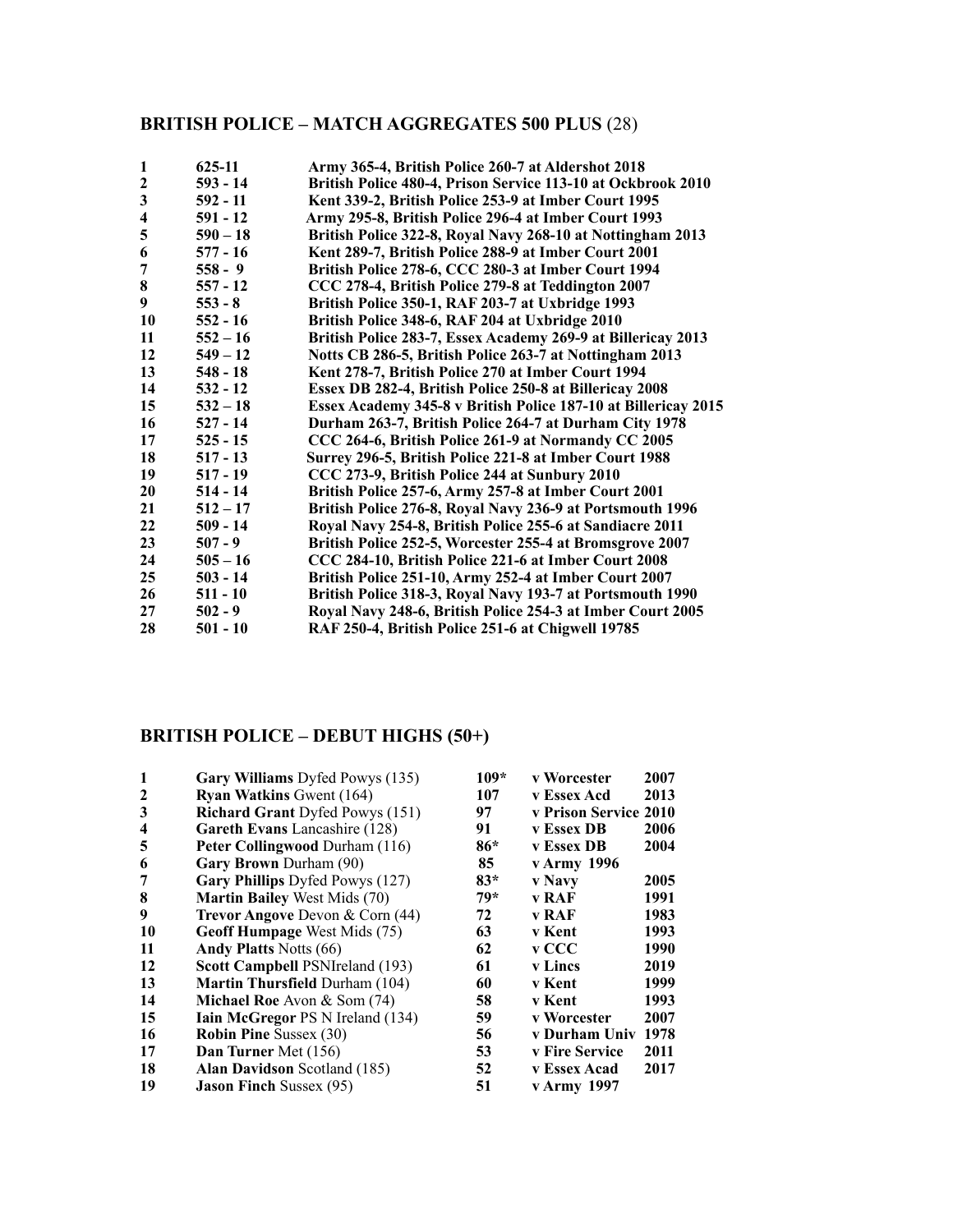## BRITISH POLICE – MATCH AGGREGATES 500 PLUS (28)

| | | |
|---|---|---|
| 1 | 625-11 | Army 365-4, British Police 260-7 at Aldershot 2018 |
| 2 | 593 - 14 | British Police 480-4, Prison Service 113-10 at Ockbrook 2010 |
| 3 | 592 - 11 | Kent 339-2, British Police 253-9 at Imber Court 1995 |
| 4 | 591 - 12 | Army 295-8, British Police 296-4 at Imber Court 1993 |
| 5 | 590 – 18 | British Police 322-8, Royal Navy 268-10 at Nottingham 2013 |
| 6 | 577 - 16 | Kent 289-7, British Police 288-9 at Imber Court 2001 |
| 7 | 558 - 9 | British Police 278-6, CCC 280-3 at Imber Court 1994 |
| 8 | 557 - 12 | CCC 278-4, British Police 279-8 at Teddington 2007 |
| 9 | 553 - 8 | British Police 350-1, RAF 203-7 at Uxbridge 1993 |
| 10 | 552 - 16 | British Police 348-6, RAF 204 at Uxbridge 2010 |
| 11 | 552 – 16 | British Police 283-7, Essex Academy 269-9 at Billericay 2013 |
| 12 | 549 – 12 | Notts CB 286-5, British Police 263-7 at Nottingham 2013 |
| 13 | 548 - 18 | Kent 278-7, British Police 270 at Imber Court 1994 |
| 14 | 532 - 12 | Essex DB 282-4, British Police 250-8 at Billericay 2008 |
| 15 | 532 – 18 | Essex Academy 345-8 v British Police 187-10 at Billericay 2015 |
| 16 | 527 - 14 | Durham 263-7, British Police 264-7 at Durham City 1978 |
| 17 | 525 - 15 | CCC 264-6, British Police 261-9 at Normandy CC 2005 |
| 18 | 517 - 13 | Surrey 296-5, British Police 221-8 at Imber Court 1988 |
| 19 | 517 - 19 | CCC 273-9, British Police 244 at Sunbury 2010 |
| 20 | 514 - 14 | British Police 257-6, Army 257-8 at Imber Court 2001 |
| 21 | 512 – 17 | British Police 276-8, Royal Navy 236-9 at Portsmouth 1996 |
| 22 | 509 - 14 | Royal Navy 254-8, British Police 255-6 at Sandiacre 2011 |
| 23 | 507 - 9 | British Police 252-5, Worcester 255-4 at Bromsgrove 2007 |
| 24 | 505 – 16 | CCC 284-10, British Police 221-6 at Imber Court 2008 |
| 25 | 503 - 14 | British Police 251-10, Army 252-4 at Imber Court 2007 |
| 26 | 511 - 10 | British Police 318-3, Royal Navy 193-7 at Portsmouth 1990 |
| 27 | 502 - 9 | Royal Navy 248-6, British Police 254-3 at Imber Court 2005 |
| 28 | 501 - 10 | RAF 250-4, British Police 251-6 at Chigwell 19785 |

## BRITISH POLICE – DEBUT HIGHS (50+)

| | | | | |
|---|---|---|---|---|
| 1 | **Gary Williams** Dyfed Powys (135) | 109* | v Worcester | 2007 |
| 2 | **Ryan Watkins** Gwent (164) | 107 | v Essex Acd | 2013 |
| 3 | **Richard Grant** Dyfed Powys (151) | 97 | v Prison Service | 2010 |
| 4 | **Gareth Evans** Lancashire (128) | 91 | v Essex DB | 2006 |
| 5 | **Peter Collingwood** Durham (116) | 86* | v Essex DB | 2004 |
| 6 | **Gary Brown** Durham (90) | 85 | v Army | 1996 |
| 7 | **Gary Phillips** Dyfed Powys (127) | 83* | v Navy | 2005 |
| 8 | **Martin Bailey** West Mids (70) | 79* | v RAF | 1991 |
| 9 | **Trevor Angove** Devon & Corn (44) | 72 | v RAF | 1983 |
| 10 | **Geoff Humpage** West Mids (75) | 63 | v Kent | 1993 |
| 11 | **Andy Platts** Notts (66) | 62 | v CCC | 1990 |
| 12 | **Scott Campbell** PSNIreland (193) | 61 | v Lincs | 2019 |
| 13 | **Martin Thursfield** Durham (104) | 60 | v Kent | 1999 |
| 14 | **Michael Roe** Avon & Som (74) | 58 | v Kent | 1993 |
| 15 | **Iain McGregor** PS N Ireland (134) | 59 | v Worcester | 2007 |
| 16 | **Robin Pine** Sussex (30) | 56 | v Durham Univ | 1978 |
| 17 | **Dan Turner** Met (156) | 53 | v Fire Service | 2011 |
| 18 | **Alan Davidson** Scotland (185) | 52 | v Essex Acad | 2017 |
| 19 | **Jason Finch** Sussex (95) | 51 | v Army | 1997 |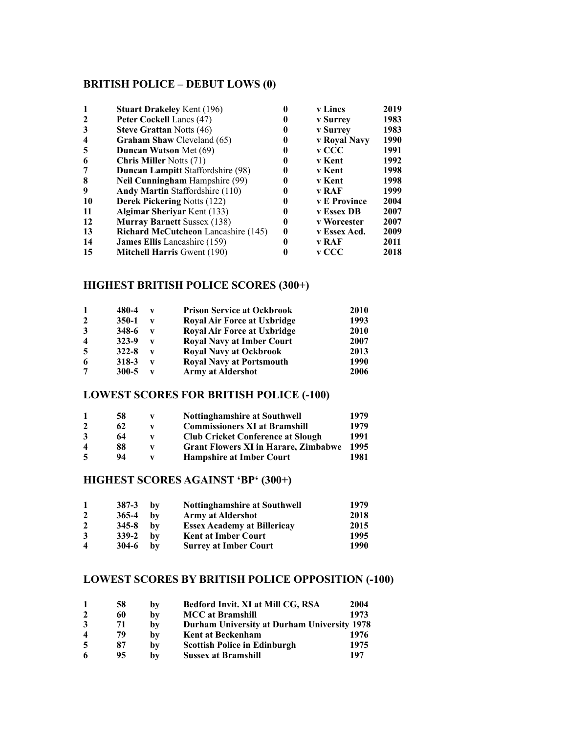## BRITISH POLICE – DEBUT LOWS (0)

| | | | | |
|---|---|---|---|---|
| 1 | **Stuart Drakeley** Kent (196) | **0** | **v Lincs** | **2019** |
| 2 | **Peter Cockell** Lancs (47) | **0** | **v Surrey** | **1983** |
| 3 | **Steve Grattan** Notts (46) | **0** | **v Surrey** | **1983** |
| 4 | **Graham Shaw** Cleveland (65) | **0** | **v Royal Navy** | **1990** |
| 5 | **Duncan Watson** Met (69) | **0** | **v CCC** | **1991** |
| 6 | **Chris Miller** Notts (71) | **0** | **v Kent** | **1992** |
| 7 | **Duncan Lampitt** Staffordshire (98) | **0** | **v Kent** | **1998** |
| 8 | **Neil Cunningham** Hampshire (99) | **0** | **v Kent** | **1998** |
| 9 | **Andy Martin** Staffordshire (110) | **0** | **v RAF** | **1999** |
| 10 | **Derek Pickering** Notts (122) | **0** | **v E Province** | **2004** |
| 11 | **Algimar Sheriyar** Kent (133) | **0** | **v Essex DB** | **2007** |
| 12 | **Murray Barnett** Sussex (138) | **0** | **v Worcester** | **2007** |
| 13 | **Richard McCutcheon** Lancashire (145) | **0** | **v Essex Acd.** | **2009** |
| 14 | **James Ellis** Lancashire (159) | **0** | **v RAF** | **2011** |
| 15 | **Mitchell Harris** Gwent (190) | **0** | **v CCC** | **2018** |

## HIGHEST BRITISH POLICE SCORES (300+)

| | | | | |
|---|---|---|---|---|
| 1 | **480-4** | **v** | **Prison Service at Ockbrook** | **2010** |
| 2 | **350-1** | **v** | **Royal Air Force at Uxbridge** | **1993** |
| 3 | **348-6** | **v** | **Royal Air Force at Uxbridge** | **2010** |
| 4 | **323-9** | **v** | **Royal Navy at Imber Court** | **2007** |
| 5 | **322-8** | **v** | **Royal Navy at Ockbrook** | **2013** |
| 6 | **318-3** | **v** | **Royal Navy at Portsmouth** | **1990** |
| 7 | **300-5** | **v** | **Army at Aldershot** | **2006** |

## LOWEST SCORES FOR BRITISH POLICE (-100)

| | | | | |
|---|---|---|---|---|
| 1 | **58** | **v** | **Nottinghamshire at Southwell** | **1979** |
| 2 | **62** | **v** | **Commissioners XI at Bramshill** | **1979** |
| 3 | **64** | **v** | **Club Cricket Conference at Slough** | **1991** |
| 4 | **88** | **v** | **Grant Flowers XI in Harare, Zimbabwe** | **1995** |
| 5 | **94** | **v** | **Hampshire at Imber Court** | **1981** |

## HIGHEST SCORES AGAINST 'BP' (300+)

| | | | | |
|---|---|---|---|---|
| 1 | **387-3** | **by** | **Nottinghamshire at Southwell** | **1979** |
| 2 | **365-4** | **by** | **Army at Aldershot** | **2018** |
| 2 | **345-8** | **by** | **Essex Academy at Billericay** | **2015** |
| 3 | **339-2** | **by** | **Kent at Imber Court** | **1995** |
| 4 | **304-6** | **by** | **Surrey at Imber Court** | **1990** |

## LOWEST SCORES BY BRITISH POLICE OPPOSITION (-100)

| | | | | |
|---|---|---|---|---|
| 1 | **58** | **by** | **Bedford Invit. XI at Mill CG, RSA** | **2004** |
| 2 | **60** | **by** | **MCC at Bramshill** | **1973** |
| 3 | **71** | **by** | **Durham University at Durham University** | **1978** |
| 4 | **79** | **by** | **Kent at Beckenham** | **1976** |
| 5 | **87** | **by** | **Scottish Police in Edinburgh** | **1975** |
| 6 | **95** | **by** | **Sussex at Bramshill** | **197** |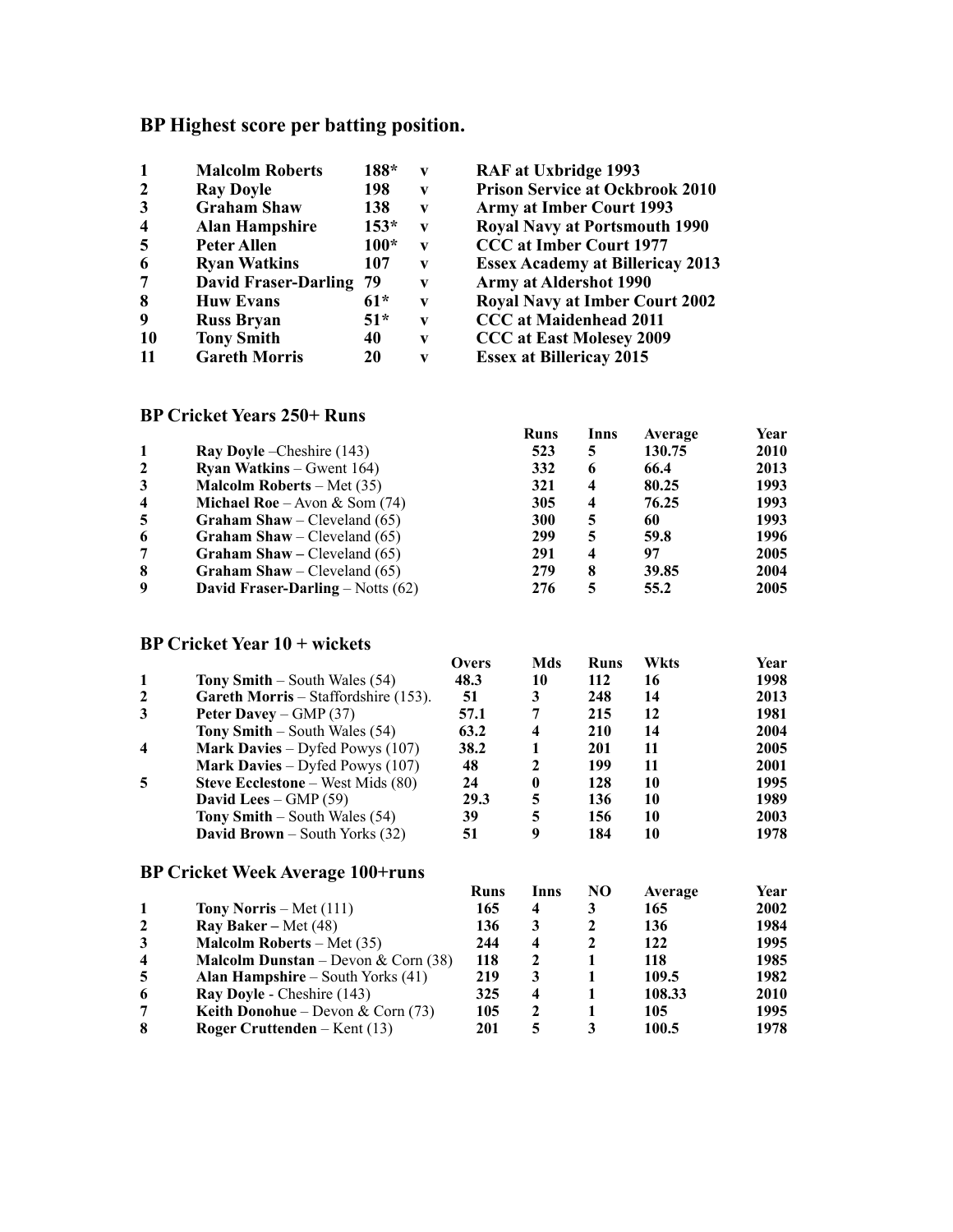## BP Highest score per batting position.

| | | | | |
|---|---|---|---|---|
| **1** | **Malcolm Roberts** | **188*** | **v** | **RAF at Uxbridge 1993** |
| **2** | **Ray Doyle** | **198** | **v** | **Prison Service at Ockbrook 2010** |
| **3** | **Graham Shaw** | **138** | **v** | **Army at Imber Court 1993** |
| **4** | **Alan Hampshire** | **153*** | **v** | **Royal Navy at Portsmouth 1990** |
| **5** | **Peter Allen** | **100*** | **v** | **CCC at Imber Court 1977** |
| **6** | **Ryan Watkins** | **107** | **v** | **Essex Academy at Billericay 2013** |
| **7** | **David Fraser-Darling** | **79** | **v** | **Army at Aldershot 1990** |
| **8** | **Huw Evans** | **61*** | **v** | **Royal Navy at Imber Court 2002** |
| **9** | **Russ Bryan** | **51*** | **v** | **CCC at Maidenhead 2011** |
| **10** | **Tony Smith** | **40** | **v** | **CCC at East Molesey 2009** |
| **11** | **Gareth Morris** | **20** | **v** | **Essex at Billericay 2015** |

## BP Cricket Years 250+ Runs

| | | Runs | Inns | Average | Year |
|---|---|---|---|---|---|
| **1** | **Ray Doyle** –Cheshire (143) | **523** | **5** | **130.75** | **2010** |
| **2** | **Ryan Watkins** – Gwent 164) | **332** | **6** | **66.4** | **2013** |
| **3** | **Malcolm Roberts** – Met (35) | **321** | **4** | **80.25** | **1993** |
| **4** | **Michael Roe** – Avon & Som (74) | **305** | **4** | **76.25** | **1993** |
| **5** | **Graham Shaw** – Cleveland (65) | **300** | **5** | **60** | **1993** |
| **6** | **Graham Shaw** – Cleveland (65) | **299** | **5** | **59.8** | **1996** |
| **7** | **Graham Shaw –** Cleveland (65) | **291** | **4** | **97** | **2005** |
| **8** | **Graham Shaw** – Cleveland (65) | **279** | **8** | **39.85** | **2004** |
| **9** | **David Fraser-Darling** – Notts (62) | **276** | **5** | **55.2** | **2005** |

## BP Cricket Year 10 + wickets

| | | Overs | Mds | Runs | Wkts | Year |
|---|---|---|---|---|---|---|
| **1** | **Tony Smith** – South Wales (54) | **48.3** | **10** | **112** | **16** | **1998** |
| **2** | **Gareth Morris** – Staffordshire (153). | **51** | **3** | **248** | **14** | **2013** |
| **3** | **Peter Davey** – GMP (37) | **57.1** | **7** | **215** | **12** | **1981** |
| | **Tony Smith** – South Wales (54) | **63.2** | **4** | **210** | **14** | **2004** |
| **4** | **Mark Davies** – Dyfed Powys (107) | **38.2** | **1** | **201** | **11** | **2005** |
| | **Mark Davies** – Dyfed Powys (107) | **48** | **2** | **199** | **11** | **2001** |
| **5** | **Steve Ecclestone** – West Mids (80) | **24** | **0** | **128** | **10** | **1995** |
| | **David Lees** – GMP (59) | **29.3** | **5** | **136** | **10** | **1989** |
| | **Tony Smith** – South Wales (54) | **39** | **5** | **156** | **10** | **2003** |
| | **David Brown** – South Yorks (32) | **51** | **9** | **184** | **10** | **1978** |

## BP Cricket Week Average 100+runs

| | | Runs | Inns | NO | Average | Year |
|---|---|---|---|---|---|---|
| **1** | **Tony Norris** – Met (111) | **165** | **4** | **3** | **165** | **2002** |
| **2** | **Ray Baker –** Met (48) | **136** | **3** | **2** | **136** | **1984** |
| **3** | **Malcolm Roberts** – Met (35) | **244** | **4** | **2** | **122** | **1995** |
| **4** | **Malcolm Dunstan** – Devon & Corn (38) | **118** | **2** | **1** | **118** | **1985** |
| **5** | **Alan Hampshire** – South Yorks (41) | **219** | **3** | **1** | **109.5** | **1982** |
| **6** | **Ray Doyle** - Cheshire (143) | **325** | **4** | **1** | **108.33** | **2010** |
| **7** | **Keith Donohue** – Devon & Corn (73) | **105** | **2** | **1** | **105** | **1995** |
| **8** | **Roger Cruttenden** – Kent (13) | **201** | **5** | **3** | **100.5** | **1978** |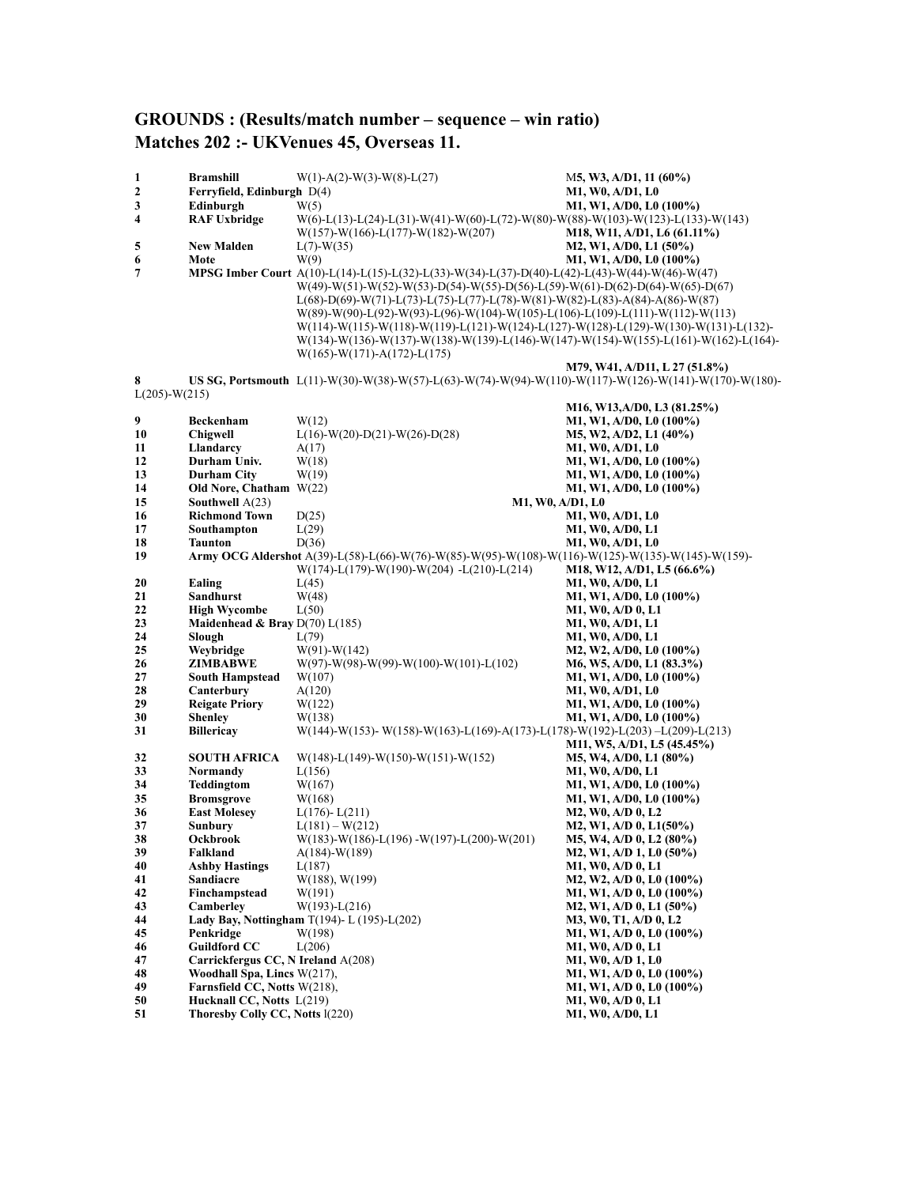## GROUNDS : (Results/match number – sequence – win ratio)
## Matches 202 :- UKVenues 45, Overseas 11.

| No. | Ground | Results | Summary |
|---|---|---|---|
| 1 | **Bramshill** | W(1)-A(2)-W(3)-W(8)-L(27) | **M5, W3, A/D1, 11 (60%)** |
| 2 | **Ferryfield, Edinburgh** | D(4) | **M1, W0, A/D1, L0** |
| 3 | **Edinburgh** | W(5) | **M1, W1, A/D0, L0 (100%)** |
| 4 | **RAF Uxbridge** | W(6)-L(13)-L(24)-L(31)-W(41)-W(60)-L(72)-W(80)-W(88)-W(103)-W(123)-L(133)-W(143) W(157)-W(166)-L(177)-W(182)-W(207) | **M18, W11, A/D1, L6 (61.11%)** |
| 5 | **New Malden** | L(7)-W(35) | **M2, W1, A/D0, L1 (50%)** |
| 6 | **Mote** | W(9) | **M1, W1, A/D0, L0 (100%)** |
| 7 | **MPSG Imber Court** | A(10)-L(14)-L(15)-L(32)-L(33)-W(34)-L(37)-D(40)-L(42)-L(43)-W(44)-W(46)-W(47) W(49)-W(51)-W(52)-W(53)-D(54)-W(55)-D(56)-L(59)-W(61)-D(62)-D(64)-W(65)-D(67) L(68)-D(69)-W(71)-L(73)-L(75)-L(77)-L(78)-W(81)-W(82)-L(83)-A(84)-A(86)-W(87) W(89)-W(90)-L(92)-W(93)-L(96)-W(104)-W(105)-L(106)-L(109)-L(111)-W(112)-W(113) W(114)-W(115)-W(118)-W(119)-L(121)-W(124)-L(127)-W(128)-L(129)-W(130)-W(131)-L(132)- W(134)-W(136)-W(137)-W(138)-W(139)-L(146)-W(147)-W(154)-W(155)-L(161)-W(162)-L(164)- W(165)-W(171)-A(172)-L(175) | **M79, W41, A/D11, L 27 (51.8%)** |
| 8 | **US SG, Portsmouth** | L(11)-W(30)-W(38)-W(57)-L(63)-W(74)-W(94)-W(110)-W(117)-W(126)-W(141)-W(170)-W(180)- L(205)-W(215) | **M16, W13,A/D0, L3 (81.25%)** |
| 9 | **Beckenham** | W(12) | **M1, W1, A/D0, L0 (100%)** |
| 10 | **Chigwell** | L(16)-W(20)-D(21)-W(26)-D(28) | **M5, W2, A/D2, L1 (40%)** |
| 11 | **Llandarcy** | A(17) | **M1, W0, A/D1, L0** |
| 12 | **Durham Univ.** | W(18) | **M1, W1, A/D0, L0 (100%)** |
| 13 | **Durham City** | W(19) | **M1, W1, A/D0, L0 (100%)** |
| 14 | **Old Nore, Chatham** | W(22) | **M1, W1, A/D0, L0 (100%)** |
| 15 | **Southwell** | A(23) | **M1, W0, A/D1, L0** |
| 16 | **Richmond Town** | D(25) | **M1, W0, A/D1, L0** |
| 17 | **Southampton** | L(29) | **M1, W0, A/D0, L1** |
| 18 | **Taunton** | D(36) | **M1, W0, A/D1, L0** |
| 19 | **Army OCG Aldershot** | A(39)-L(58)-L(66)-W(76)-W(85)-W(95)-W(108)-W(116)-W(125)-W(135)-W(145)-W(159)- W(174)-L(179)-W(190)-W(204) -L(210)-L(214) | **M18, W12, A/D1, L5 (66.6%)** |
| 20 | **Ealing** | L(45) | **M1, W0, A/D0, L1** |
| 21 | **Sandhurst** | W(48) | **M1, W1, A/D0, L0 (100%)** |
| 22 | **High Wycombe** | L(50) | **M1, W0, A/D 0, L1** |
| 23 | **Maidenhead & Bray** | D(70) L(185) | **M1, W0, A/D1, L1** |
| 24 | **Slough** | L(79) | **M1, W0, A/D0, L1** |
| 25 | **Weybridge** | W(91)-W(142) | **M2, W2, A/D0, L0 (100%)** |
| 26 | **ZIMBABWE** | W(97)-W(98)-W(99)-W(100)-W(101)-L(102) | **M6, W5, A/D0, L1 (83.3%)** |
| 27 | **South Hampstead** | W(107) | **M1, W1, A/D0, L0 (100%)** |
| 28 | **Canterbury** | A(120) | **M1, W0, A/D1, L0** |
| 29 | **Reigate Priory** | W(122) | **M1, W1, A/D0, L0 (100%)** |
| 30 | **Shenley** | W(138) | **M1, W1, A/D0, L0 (100%)** |
| 31 | **Billericay** | W(144)-W(153)- W(158)-W(163)-L(169)-A(173)-L(178)-W(192)-L(203) –L(209)-L(213) | **M11, W5, A/D1, L5 (45.45%)** |
| 32 | **SOUTH AFRICA** | W(148)-L(149)-W(150)-W(151)-W(152) | **M5, W4, A/D0, L1 (80%)** |
| 33 | **Normandy** | L(156) | **M1, W0, A/D0, L1** |
| 34 | **Teddingtom** | W(167) | **M1, W1, A/D0, L0 (100%)** |
| 35 | **Bromsgrove** | W(168) | **M1, W1, A/D0, L0 (100%)** |
| 36 | **East Molesey** | L(176)- L(211) | **M2, W0, A/D 0, L2** |
| 37 | **Sunbury** | L(181) – W(212) | **M2, W1, A/D 0, L1(50%)** |
| 38 | **Ockbrook** | W(183)-W(186)-L(196) -W(197)-L(200)-W(201) | **M5, W4, A/D 0, L2 (80%)** |
| 39 | **Falkland** | A(184)-W(189) | **M2, W1, A/D 1, L0 (50%)** |
| 40 | **Ashby Hastings** | L(187) | **M1, W0, A/D 0, L1** |
| 41 | **Sandiacre** | W(188), W(199) | **M2, W2, A/D 0, L0 (100%)** |
| 42 | **Finchampstead** | W(191) | **M1, W1, A/D 0, L0 (100%)** |
| 43 | **Camberley** | W(193)-L(216) | **M2, W1, A/D 0, L1 (50%)** |
| 44 | **Lady Bay, Nottingham** | T(194)- L (195)-L(202) | **M3, W0, T1, A/D 0, L2** |
| 45 | **Penkridge** | W(198) | **M1, W1, A/D 0, L0 (100%)** |
| 46 | **Guildford CC** | L(206) | **M1, W0, A/D 0, L1** |
| 47 | **Carrickfergus CC, N Ireland** | A(208) | **M1, W0, A/D 1, L0** |
| 48 | **Woodhall Spa, Lincs** | W(217), | **M1, W1, A/D 0, L0 (100%)** |
| 49 | **Farnsfield CC, Notts** | W(218), | **M1, W1, A/D 0, L0 (100%)** |
| 50 | **Hucknall CC, Notts** | L(219) | **M1, W0, A/D 0, L1** |
| 51 | **Thoresby Colly CC, Notts** | l(220) | **M1, W0, A/D0, L1** |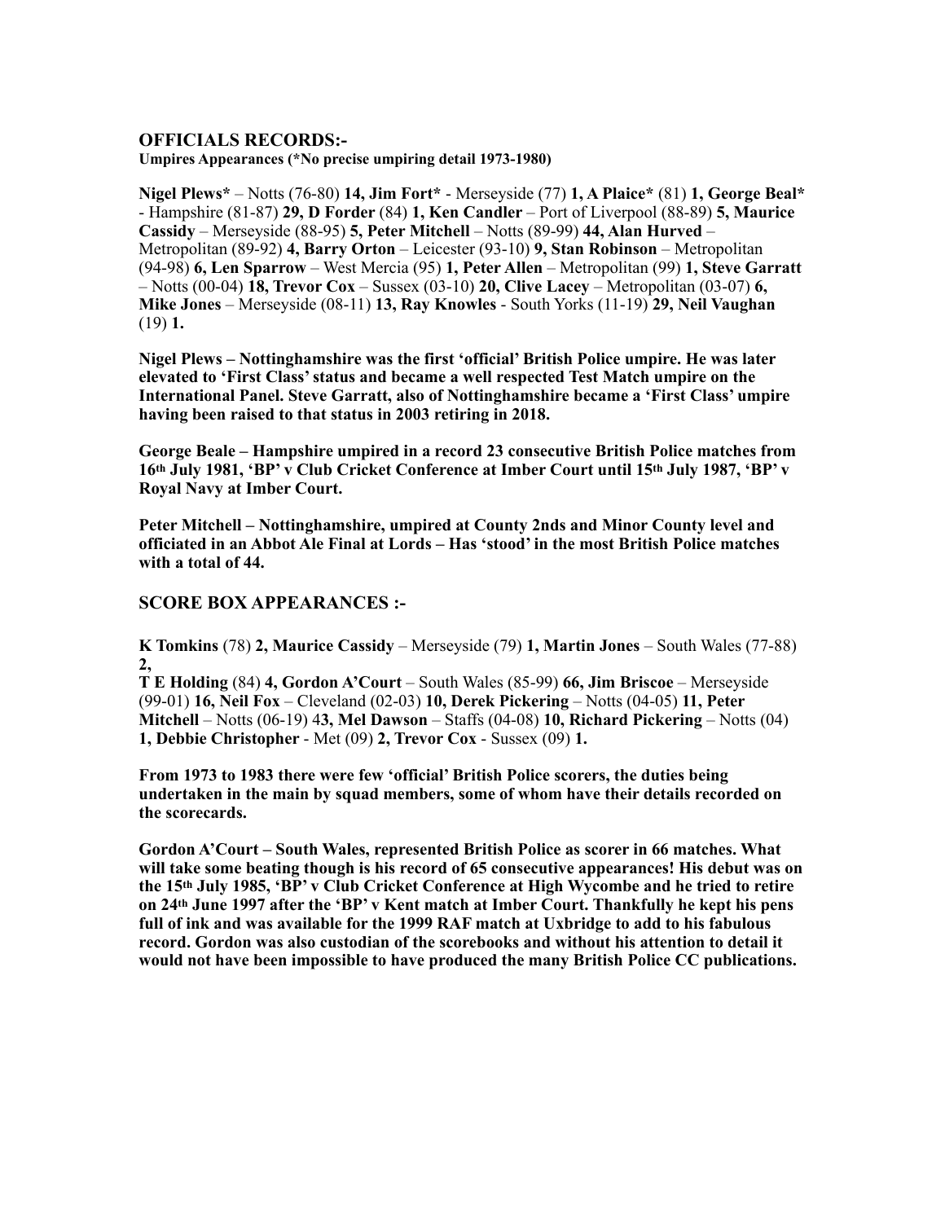## OFFICIALS RECORDS:-

**Umpires Appearances (*No precise umpiring detail 1973-1980)**

**Nigel Plews*** – Notts (76-80) **14, Jim Fort*** - Merseyside (77) **1, A Plaice*** (81) **1, George Beal*** - Hampshire (81-87) **29, D Forder** (84) **1, Ken Candler** – Port of Liverpool (88-89) **5, Maurice Cassidy** – Merseyside (88-95) **5, Peter Mitchell** – Notts (89-99) **44, Alan Hurved** – Metropolitan (89-92) **4, Barry Orton** – Leicester (93-10) **9, Stan Robinson** – Metropolitan (94-98) **6, Len Sparrow** – West Mercia (95) **1, Peter Allen** – Metropolitan (99) **1, Steve Garratt** – Notts (00-04) **18, Trevor Cox** – Sussex (03-10) **20, Clive Lacey** – Metropolitan (03-07) **6, Mike Jones** – Merseyside (08-11) **13, Ray Knowles** - South Yorks (11-19) **29, Neil Vaughan** (19) **1.**

**Nigel Plews – Nottinghamshire was the first 'official' British Police umpire. He was later elevated to 'First Class' status and became a well respected Test Match umpire on the International Panel. Steve Garratt, also of Nottinghamshire became a 'First Class' umpire having been raised to that status in 2003 retiring in 2018.**

**George Beale – Hampshire umpired in a record 23 consecutive British Police matches from 16th July 1981, 'BP' v Club Cricket Conference at Imber Court until 15th July 1987, 'BP' v Royal Navy at Imber Court.**

**Peter Mitchell – Nottinghamshire, umpired at County 2nds and Minor County level and officiated in an Abbot Ale Final at Lords – Has 'stood' in the most British Police matches with a total of 44.**

## SCORE BOX APPEARANCES :-

**K Tomkins** (78) **2, Maurice Cassidy** – Merseyside (79) **1, Martin Jones** – South Wales (77-88) **2,**
**T E Holding** (84) **4, Gordon A'Court** – South Wales (85-99) **66, Jim Briscoe** – Merseyside (99-01) **16, Neil Fox** – Cleveland (02-03) **10, Derek Pickering** – Notts (04-05) **11, Peter Mitchell** – Notts (06-19) 4**3, Mel Dawson** – Staffs (04-08) **10, Richard Pickering** – Notts (04) **1, Debbie Christopher** - Met (09) **2, Trevor Cox** - Sussex (09) **1.**

**From 1973 to 1983 there were few 'official' British Police scorers, the duties being undertaken in the main by squad members, some of whom have their details recorded on the scorecards.**

**Gordon A'Court – South Wales, represented British Police as scorer in 66 matches. What will take some beating though is his record of 65 consecutive appearances! His debut was on the 15th July 1985, 'BP' v Club Cricket Conference at High Wycombe and he tried to retire on 24th June 1997 after the 'BP' v Kent match at Imber Court. Thankfully he kept his pens full of ink and was available for the 1999 RAF match at Uxbridge to add to his fabulous record. Gordon was also custodian of the scorebooks and without his attention to detail it would not have been impossible to have produced the many British Police CC publications.**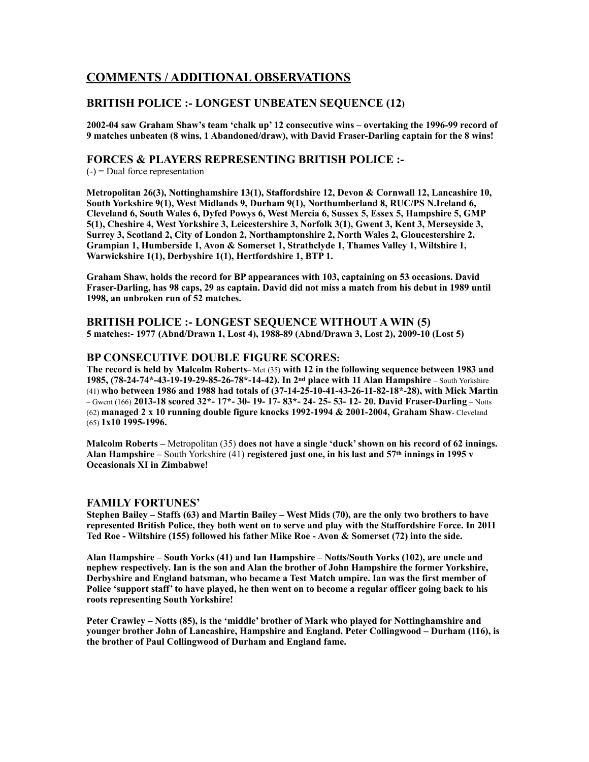## COMMENTS / ADDITIONAL OBSERVATIONS

### BRITISH POLICE :- LONGEST UNBEATEN SEQUENCE (12)

**2002-04 saw Graham Shaw's team 'chalk up' 12 consecutive wins – overtaking the 1996-99 record of 9 matches unbeaten (8 wins, 1 Abandoned/draw), with David Fraser-Darling captain for the 8 wins!**

### FORCES & PLAYERS REPRESENTING BRITISH POLICE :-

(-) = Dual force representation

**Metropolitan 26(3), Nottinghamshire 13(1), Staffordshire 12, Devon & Cornwall 12, Lancashire 10, South Yorkshire 9(1), West Midlands 9, Durham 9(1), Northumberland 8, RUC/PS N.Ireland 6, Cleveland 6, South Wales 6, Dyfed Powys 6, West Mercia 6, Sussex 5, Essex 5, Hampshire 5, GMP 5(1), Cheshire 4, West Yorkshire 3, Leicestershire 3, Norfolk 3(1), Gwent 3, Kent 3, Merseyside 3, Surrey 3, Scotland 2, City of London 2, Northamptonshire 2, North Wales 2, Gloucestershire 2, Grampian 1, Humberside 1, Avon & Somerset 1, Strathclyde 1, Thames Valley 1, Wiltshire 1, Warwickshire 1(1), Derbyshire 1(1), Hertfordshire 1, BTP 1.**

**Graham Shaw, holds the record for BP appearances with 103, captaining on 53 occasions. David Fraser-Darling, has 98 caps, 29 as captain. David did not miss a match from his debut in 1989 until 1998, an unbroken run of 52 matches.**

### BRITISH POLICE :- LONGEST SEQUENCE WITHOUT A WIN (5)

**5 matches:- 1977 (Abnd/Drawn 1, Lost 4), 1988-89 (Abnd/Drawn 3, Lost 2), 2009-10 (Lost 5)**

### BP CONSECUTIVE DOUBLE FIGURE SCORES:

**The record is held by Malcolm Roberts**– Met (35) **with 12 in the following sequence between 1983 and 1985, (78-24-74*-43-19-19-29-85-26-78*-14-42). In 2nd place with 11 Alan Hampshire** – South Yorkshire (41) **who between 1986 and 1988 had totals of (37-14-25-10-41-43-26-11-82-18*-28), with Mick Martin** – Gwent (166) **2013-18 scored 32*- 17*- 30- 19- 17- 83*- 24- 25- 53- 12- 20. David Fraser-Darling** – Notts (62) **managed 2 x 10 running double figure knocks 1992-1994 & 2001-2004, Graham Shaw**- Cleveland (65) **1x10 1995-1996.**

**Malcolm Roberts –** Metropolitan (35) **does not have a single 'duck' shown on his record of 62 innings. Alan Hampshire –** South Yorkshire (41) **registered just one, in his last and 57th innings in 1995 v Occasionals XI in Zimbabwe!**

### FAMILY FORTUNES'

**Stephen Bailey – Staffs (63) and Martin Bailey – West Mids (70), are the only two brothers to have represented British Police, they both went on to serve and play with the Staffordshire Force. In 2011 Ted Roe - Wiltshire (155) followed his father Mike Roe - Avon & Somerset (72) into the side.**

**Alan Hampshire – South Yorks (41) and Ian Hampshire – Notts/South Yorks (102), are uncle and nephew respectively. Ian is the son and Alan the brother of John Hampshire the former Yorkshire, Derbyshire and England batsman, who became a Test Match umpire. Ian was the first member of Police 'support staff' to have played, he then went on to become a regular officer going back to his roots representing South Yorkshire!**

**Peter Crawley – Notts (85), is the 'middle' brother of Mark who played for Nottinghamshire and younger brother John of Lancashire, Hampshire and England. Peter Collingwood – Durham (116), is the brother of Paul Collingwood of Durham and England fame.**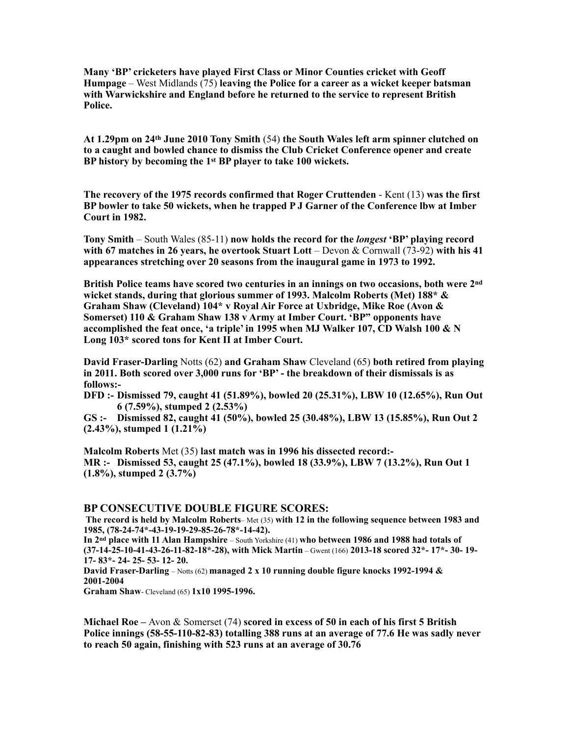**Many 'BP' cricketers have played First Class or Minor Counties cricket with Geoff Humpage** – West Midlands (75) **leaving the Police for a career as a wicket keeper batsman with Warwickshire and England before he returned to the service to represent British Police.**

**At 1.29pm on 24th June 2010 Tony Smith** (54) **the South Wales left arm spinner clutched on to a caught and bowled chance to dismiss the Club Cricket Conference opener and create BP history by becoming the 1st BP player to take 100 wickets.**

**The recovery of the 1975 records confirmed that Roger Cruttenden** - Kent (13) **was the first BP bowler to take 50 wickets, when he trapped P J Garner of the Conference lbw at Imber Court in 1982.**

**Tony Smith** – South Wales (85-11) **now holds the record for the *longest* 'BP' playing record with 67 matches in 26 years, he overtook Stuart Lott** – Devon & Cornwall (73-92) **with his 41 appearances stretching over 20 seasons from the inaugural game in 1973 to 1992.**

**British Police teams have scored two centuries in an innings on two occasions, both were 2nd wicket stands, during that glorious summer of 1993. Malcolm Roberts (Met) 188* & Graham Shaw (Cleveland) 104* v Royal Air Force at Uxbridge, Mike Roe (Avon & Somerset) 110 & Graham Shaw 138 v Army at Imber Court. 'BP" opponents have accomplished the feat once, 'a triple' in 1995 when MJ Walker 107, CD Walsh 100 & N Long 103* scored tons for Kent II at Imber Court.**

**David Fraser-Darling** Notts (62) **and Graham Shaw** Cleveland (65) **both retired from playing in 2011. Both scored over 3,000 runs for 'BP' - the breakdown of their dismissals is as follows:-**

**DFD :- Dismissed 79, caught 41 (51.89%), bowled 20 (25.31%), LBW 10 (12.65%), Run Out 6 (7.59%), stumped 2 (2.53%)**

**GS :- Dismissed 82, caught 41 (50%), bowled 25 (30.48%), LBW 13 (15.85%), Run Out 2 (2.43%), stumped 1 (1.21%)**

**Malcolm Roberts** Met (35) **last match was in 1996 his dissected record:-**
**MR :- Dismissed 53, caught 25 (47.1%), bowled 18 (33.9%), LBW 7 (13.2%), Run Out 1 (1.8%), stumped 2 (3.7%)**

## BP CONSECUTIVE DOUBLE FIGURE SCORES:

**The record is held by Malcolm Roberts**– Met (35) **with 12 in the following sequence between 1983 and 1985, (78-24-74*-43-19-19-29-85-26-78*-14-42).**
**In 2nd place with 11 Alan Hampshire** – South Yorkshire (41) **who between 1986 and 1988 had totals of (37-14-25-10-41-43-26-11-82-18*-28), with Mick Martin** – Gwent (166) **2013-18 scored 32*- 17*- 30- 19- 17- 83*- 24- 25- 53- 12- 20.**
**David Fraser-Darling** – Notts (62) **managed 2 x 10 running double figure knocks 1992-1994 & 2001-2004**
**Graham Shaw**- Cleveland (65) **1x10 1995-1996.**

**Michael Roe –** Avon & Somerset (74) **scored in excess of 50 in each of his first 5 British Police innings (58-55-110-82-83) totalling 388 runs at an average of 77.6 He was sadly never to reach 50 again, finishing with 523 runs at an average of 30.76**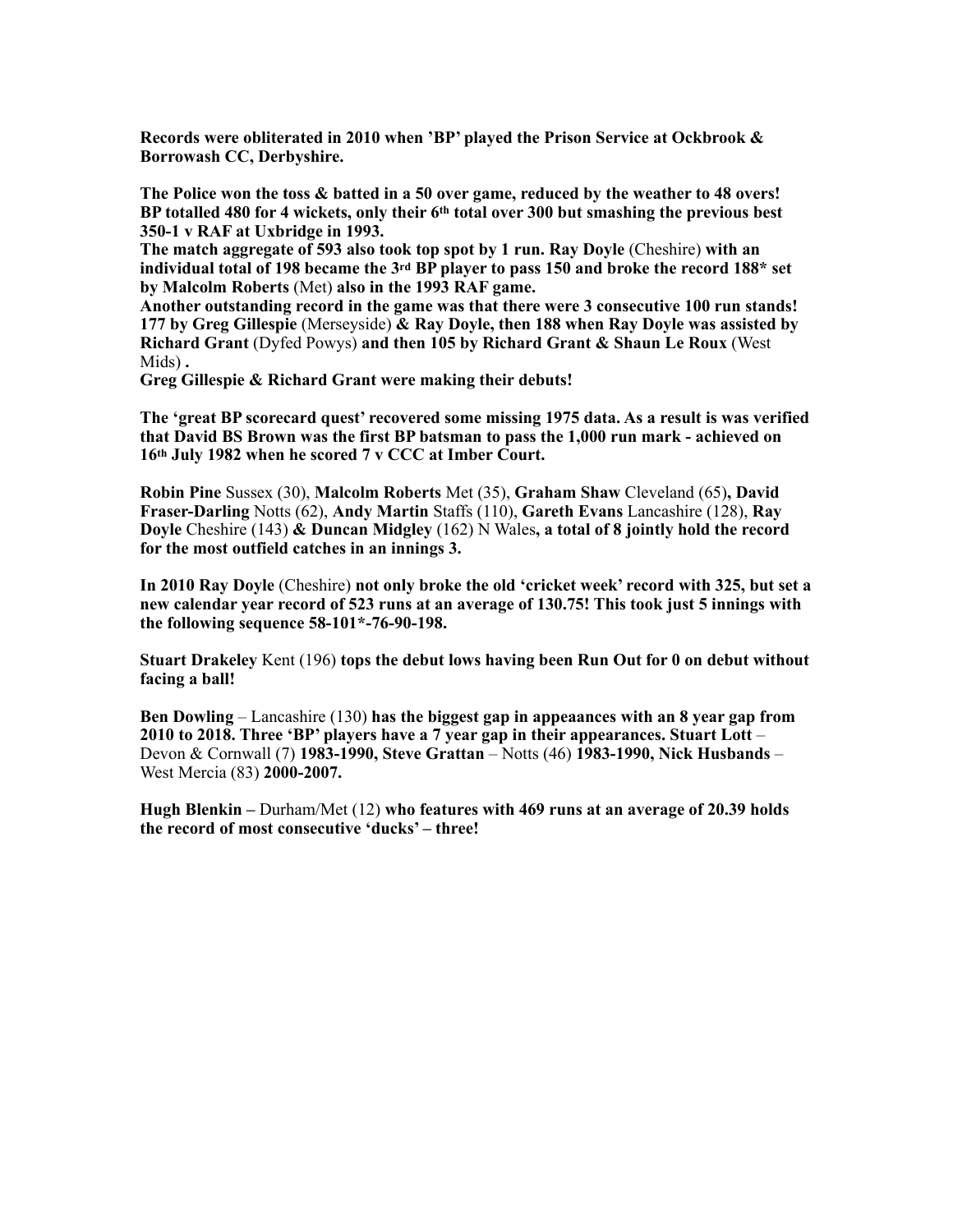**Records were obliterated in 2010 when 'BP' played the Prison Service at Ockbrook & Borrowash CC, Derbyshire.**

**The Police won the toss & batted in a 50 over game, reduced by the weather to 48 overs! BP totalled 480 for 4 wickets, only their 6th total over 300 but smashing the previous best 350-1 v RAF at Uxbridge in 1993.**
**The match aggregate of 593 also took top spot by 1 run. Ray Doyle** (Cheshire) **with an individual total of 198 became the 3rd BP player to pass 150 and broke the record 188* set by Malcolm Roberts** (Met) **also in the 1993 RAF game.**
**Another outstanding record in the game was that there were 3 consecutive 100 run stands! 177 by Greg Gillespie** (Merseyside) **& Ray Doyle, then 188 when Ray Doyle was assisted by Richard Grant** (Dyfed Powys) **and then 105 by Richard Grant & Shaun Le Roux** (West Mids) **.**
**Greg Gillespie & Richard Grant were making their debuts!**

**The 'great BP scorecard quest' recovered some missing 1975 data. As a result is was verified that David BS Brown was the first BP batsman to pass the 1,000 run mark - achieved on 16th July 1982 when he scored 7 v CCC at Imber Court.**

**Robin Pine** Sussex (30), **Malcolm Roberts** Met (35), **Graham Shaw** Cleveland (65)**, David Fraser-Darling** Notts (62), **Andy Martin** Staffs (110), **Gareth Evans** Lancashire (128), **Ray Doyle** Cheshire (143) **& Duncan Midgley** (162) N Wales**, a total of 8 jointly hold the record for the most outfield catches in an innings 3.**

**In 2010 Ray Doyle** (Cheshire) **not only broke the old 'cricket week' record with 325, but set a new calendar year record of 523 runs at an average of 130.75! This took just 5 innings with the following sequence 58-101*-76-90-198.**

**Stuart Drakeley** Kent (196) **tops the debut lows having been Run Out for 0 on debut without facing a ball!**

**Ben Dowling** – Lancashire (130) **has the biggest gap in appeaances with an 8 year gap from 2010 to 2018. Three 'BP' players have a 7 year gap in their appearances. Stuart Lott** – Devon & Cornwall (7) **1983-1990, Steve Grattan** – Notts (46) **1983-1990, Nick Husbands** – West Mercia (83) **2000-2007.**

**Hugh Blenkin –** Durham/Met (12) **who features with 469 runs at an average of 20.39 holds the record of most consecutive 'ducks' – three!**